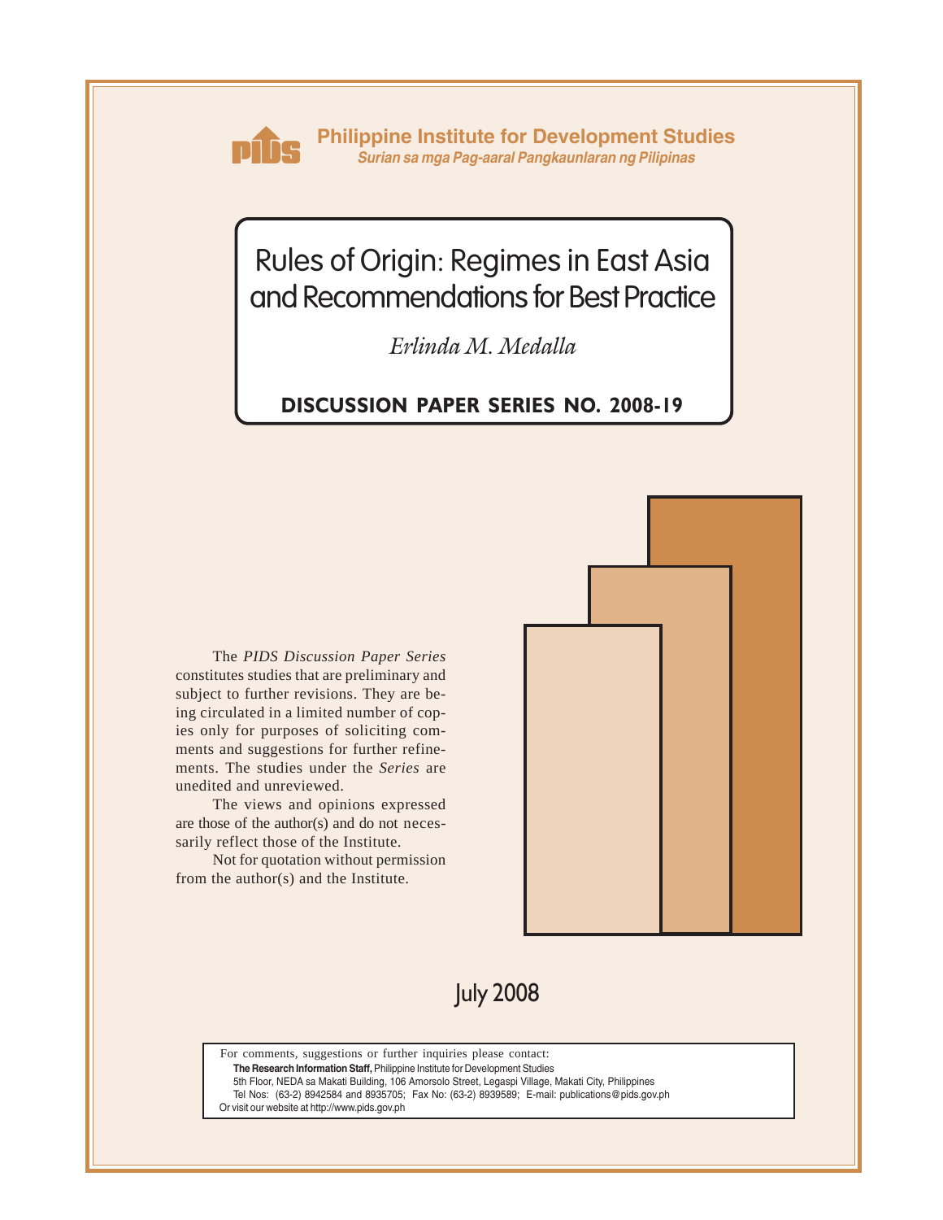**Philippine Institute for Development Studies**
*Surian sa mga Pag-aaral Pangkaunlaran ng Pilipinas*

# Rules of Origin: Regimes in East Asia and Recommendations for Best Practice

*Erlinda M. Medalla*

**DISCUSSION PAPER SERIES NO. 2008-19**

The *PIDS Discussion Paper Series* constitutes studies that are preliminary and subject to further revisions. They are being circulated in a limited number of copies only for purposes of soliciting comments and suggestions for further refinements. The studies under the *Series* are unedited and unreviewed.

The views and opinions expressed are those of the author(s) and do not necessarily reflect those of the Institute.

Not for quotation without permission from the author(s) and the Institute.

July 2008

For comments, suggestions or further inquiries please contact:
**The Research Information Staff,** Philippine Institute for Development Studies
5th Floor, NEDA sa Makati Building, 106 Amorsolo Street, Legaspi Village, Makati City, Philippines
Tel Nos: (63-2) 8942584 and 8935705; Fax No: (63-2) 8939589; E-mail: publications@pids.gov.ph
Or visit our website at http://www.pids.gov.ph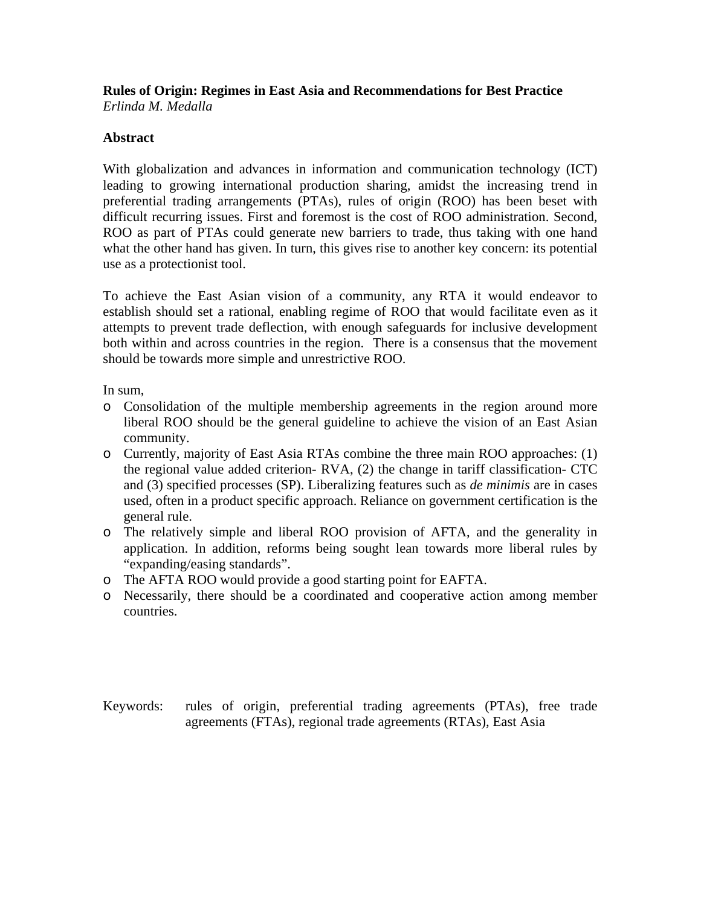**Rules of Origin: Regimes in East Asia and Recommendations for Best Practice**
*Erlinda M. Medalla*

**Abstract**

With globalization and advances in information and communication technology (ICT) leading to growing international production sharing, amidst the increasing trend in preferential trading arrangements (PTAs), rules of origin (ROO) has been beset with difficult recurring issues. First and foremost is the cost of ROO administration. Second, ROO as part of PTAs could generate new barriers to trade, thus taking with one hand what the other hand has given. In turn, this gives rise to another key concern: its potential use as a protectionist tool.

To achieve the East Asian vision of a community, any RTA it would endeavor to establish should set a rational, enabling regime of ROO that would facilitate even as it attempts to prevent trade deflection, with enough safeguards for inclusive development both within and across countries in the region. There is a consensus that the movement should be towards more simple and unrestrictive ROO.

In sum,

- Consolidation of the multiple membership agreements in the region around more liberal ROO should be the general guideline to achieve the vision of an East Asian community.
- Currently, majority of East Asia RTAs combine the three main ROO approaches: (1) the regional value added criterion- RVA, (2) the change in tariff classification- CTC and (3) specified processes (SP). Liberalizing features such as *de minimis* are in cases used, often in a product specific approach. Reliance on government certification is the general rule.
- The relatively simple and liberal ROO provision of AFTA, and the generality in application. In addition, reforms being sought lean towards more liberal rules by "expanding/easing standards".
- The AFTA ROO would provide a good starting point for EAFTA.
- Necessarily, there should be a coordinated and cooperative action among member countries.

Keywords: rules of origin, preferential trading agreements (PTAs), free trade agreements (FTAs), regional trade agreements (RTAs), East Asia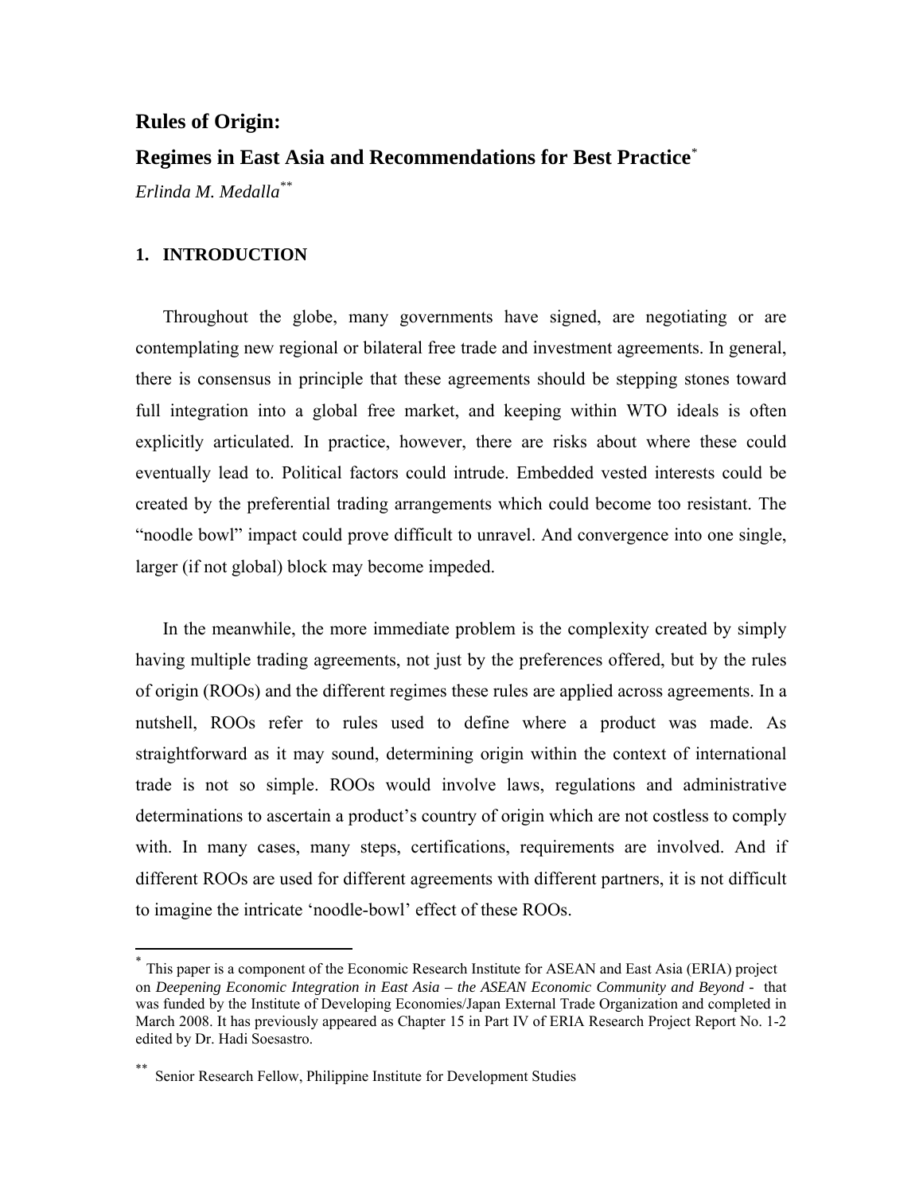# Rules of Origin:

# Regimes in East Asia and Recommendations for Best Practice[*]

*Erlinda M. Medalla*[**]

## 1. INTRODUCTION

Throughout the globe, many governments have signed, are negotiating or are contemplating new regional or bilateral free trade and investment agreements. In general, there is consensus in principle that these agreements should be stepping stones toward full integration into a global free market, and keeping within WTO ideals is often explicitly articulated. In practice, however, there are risks about where these could eventually lead to. Political factors could intrude. Embedded vested interests could be created by the preferential trading arrangements which could become too resistant. The "noodle bowl" impact could prove difficult to unravel. And convergence into one single, larger (if not global) block may become impeded.

In the meanwhile, the more immediate problem is the complexity created by simply having multiple trading agreements, not just by the preferences offered, but by the rules of origin (ROOs) and the different regimes these rules are applied across agreements. In a nutshell, ROOs refer to rules used to define where a product was made. As straightforward as it may sound, determining origin within the context of international trade is not so simple. ROOs would involve laws, regulations and administrative determinations to ascertain a product's country of origin which are not costless to comply with. In many cases, many steps, certifications, requirements are involved. And if different ROOs are used for different agreements with different partners, it is not difficult to imagine the intricate 'noodle-bowl' effect of these ROOs.

---

[*] This paper is a component of the Economic Research Institute for ASEAN and East Asia (ERIA) project on *Deepening Economic Integration in East Asia – the ASEAN Economic Community and Beyond* - that was funded by the Institute of Developing Economies/Japan External Trade Organization and completed in March 2008. It has previously appeared as Chapter 15 in Part IV of ERIA Research Project Report No. 1-2 edited by Dr. Hadi Soesastro.

[**] Senior Research Fellow, Philippine Institute for Development Studies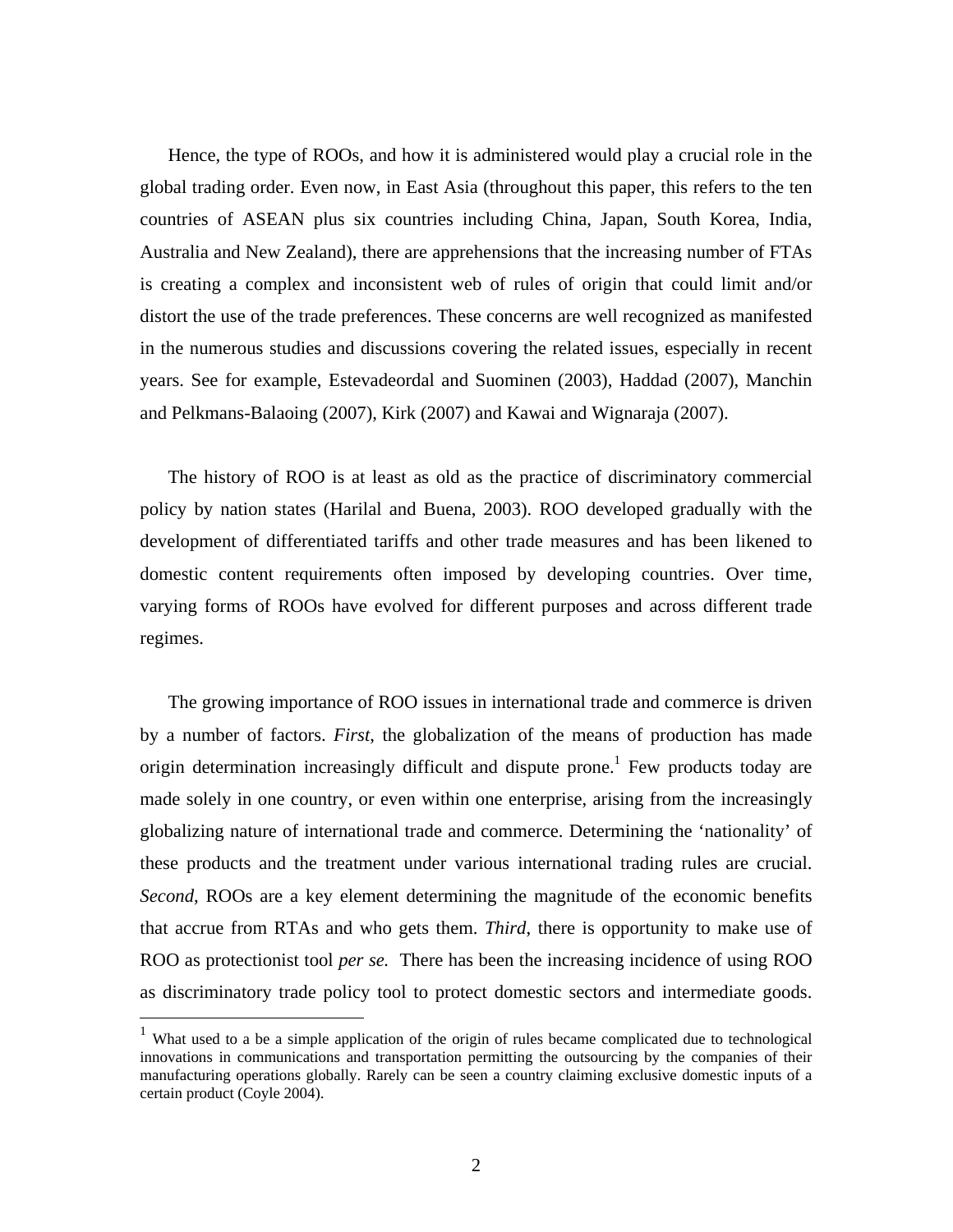Hence, the type of ROOs, and how it is administered would play a crucial role in the global trading order. Even now, in East Asia (throughout this paper, this refers to the ten countries of ASEAN plus six countries including China, Japan, South Korea, India, Australia and New Zealand), there are apprehensions that the increasing number of FTAs is creating a complex and inconsistent web of rules of origin that could limit and/or distort the use of the trade preferences. These concerns are well recognized as manifested in the numerous studies and discussions covering the related issues, especially in recent years. See for example, Estevadeordal and Suominen (2003), Haddad (2007), Manchin and Pelkmans-Balaoing (2007), Kirk (2007) and Kawai and Wignaraja (2007).

The history of ROO is at least as old as the practice of discriminatory commercial policy by nation states (Harilal and Buena, 2003). ROO developed gradually with the development of differentiated tariffs and other trade measures and has been likened to domestic content requirements often imposed by developing countries. Over time, varying forms of ROOs have evolved for different purposes and across different trade regimes.

The growing importance of ROO issues in international trade and commerce is driven by a number of factors. *First*, the globalization of the means of production has made origin determination increasingly difficult and dispute prone.[1] Few products today are made solely in one country, or even within one enterprise, arising from the increasingly globalizing nature of international trade and commerce. Determining the 'nationality' of these products and the treatment under various international trading rules are crucial. *Second*, ROOs are a key element determining the magnitude of the economic benefits that accrue from RTAs and who gets them. *Third*, there is opportunity to make use of ROO as protectionist tool *per se.* There has been the increasing incidence of using ROO as discriminatory trade policy tool to protect domestic sectors and intermediate goods.

[1] What used to a be a simple application of the origin of rules became complicated due to technological innovations in communications and transportation permitting the outsourcing by the companies of their manufacturing operations globally. Rarely can be seen a country claiming exclusive domestic inputs of a certain product (Coyle 2004).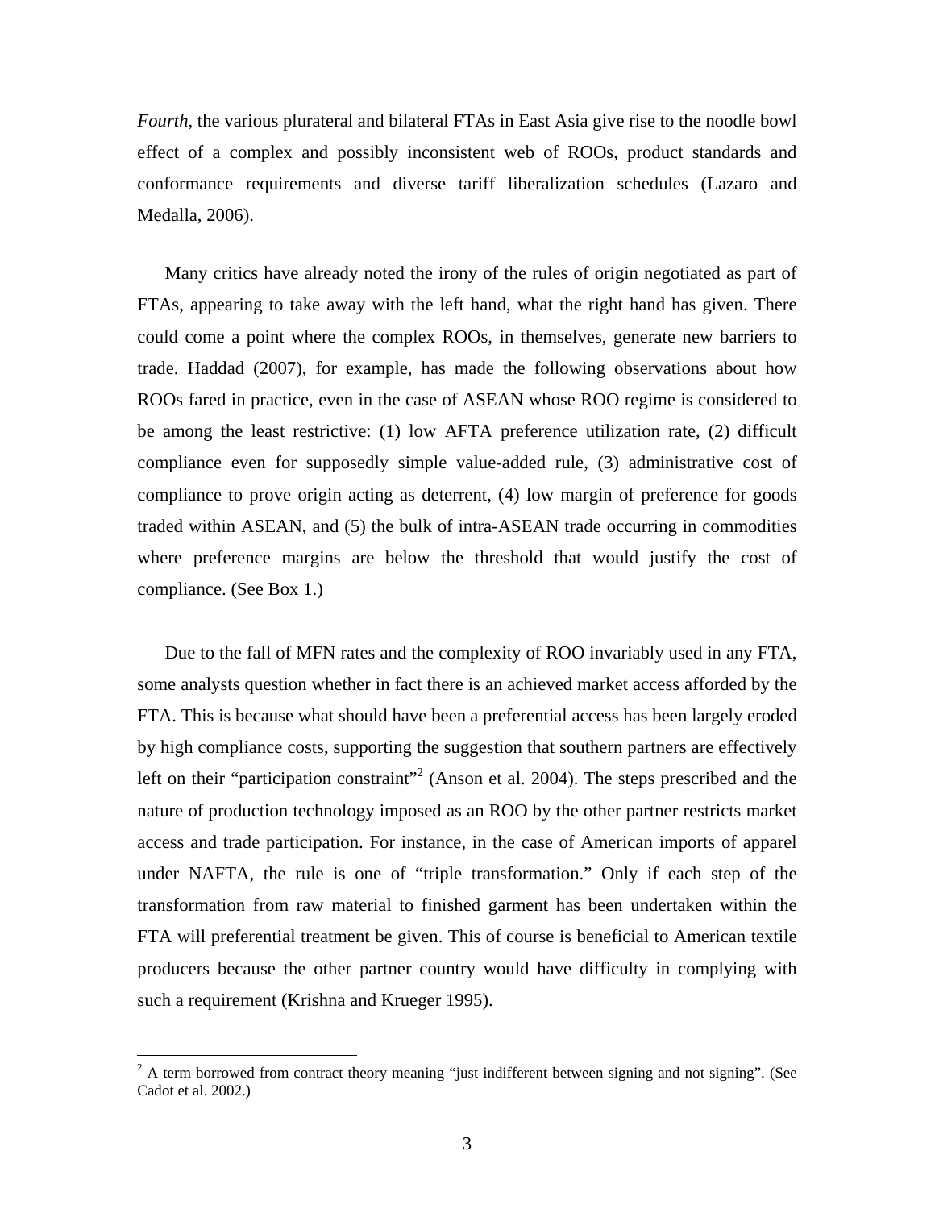*Fourth*, the various plurateral and bilateral FTAs in East Asia give rise to the noodle bowl effect of a complex and possibly inconsistent web of ROOs, product standards and conformance requirements and diverse tariff liberalization schedules (Lazaro and Medalla, 2006).

Many critics have already noted the irony of the rules of origin negotiated as part of FTAs, appearing to take away with the left hand, what the right hand has given. There could come a point where the complex ROOs, in themselves, generate new barriers to trade. Haddad (2007), for example, has made the following observations about how ROOs fared in practice, even in the case of ASEAN whose ROO regime is considered to be among the least restrictive: (1) low AFTA preference utilization rate, (2) difficult compliance even for supposedly simple value-added rule, (3) administrative cost of compliance to prove origin acting as deterrent, (4) low margin of preference for goods traded within ASEAN, and (5) the bulk of intra-ASEAN trade occurring in commodities where preference margins are below the threshold that would justify the cost of compliance. (See Box 1.)

Due to the fall of MFN rates and the complexity of ROO invariably used in any FTA, some analysts question whether in fact there is an achieved market access afforded by the FTA. This is because what should have been a preferential access has been largely eroded by high compliance costs, supporting the suggestion that southern partners are effectively left on their "participation constraint"[2] (Anson et al. 2004). The steps prescribed and the nature of production technology imposed as an ROO by the other partner restricts market access and trade participation. For instance, in the case of American imports of apparel under NAFTA, the rule is one of "triple transformation." Only if each step of the transformation from raw material to finished garment has been undertaken within the FTA will preferential treatment be given. This of course is beneficial to American textile producers because the other partner country would have difficulty in complying with such a requirement (Krishna and Krueger 1995).

[2] A term borrowed from contract theory meaning "just indifferent between signing and not signing". (See Cadot et al. 2002.)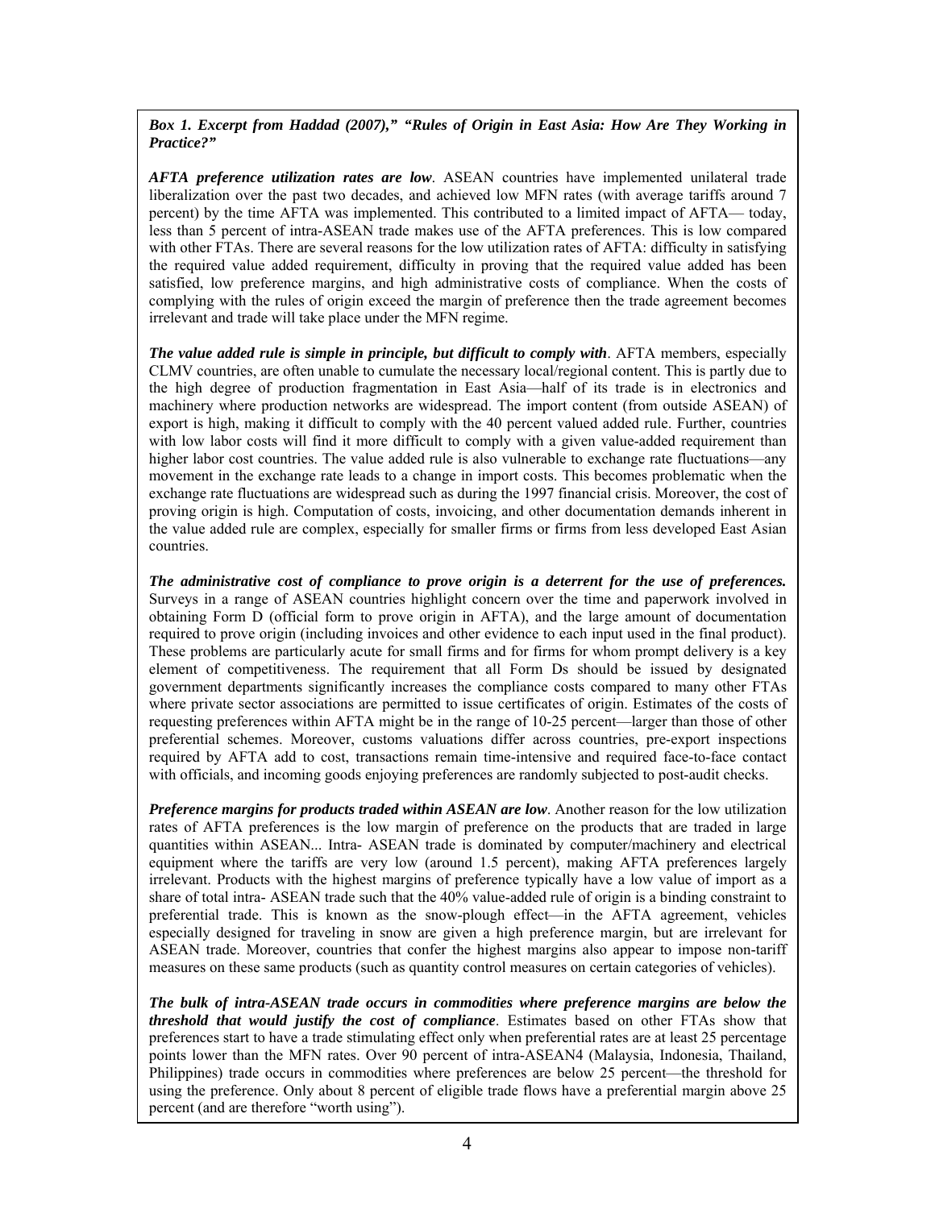***Box 1. Excerpt from Haddad (2007)," "Rules of Origin in East Asia: How Are They Working in Practice?"***

***AFTA preference utilization rates are low***. ASEAN countries have implemented unilateral trade liberalization over the past two decades, and achieved low MFN rates (with average tariffs around 7 percent) by the time AFTA was implemented. This contributed to a limited impact of AFTA— today, less than 5 percent of intra-ASEAN trade makes use of the AFTA preferences. This is low compared with other FTAs. There are several reasons for the low utilization rates of AFTA: difficulty in satisfying the required value added requirement, difficulty in proving that the required value added has been satisfied, low preference margins, and high administrative costs of compliance. When the costs of complying with the rules of origin exceed the margin of preference then the trade agreement becomes irrelevant and trade will take place under the MFN regime.

***The value added rule is simple in principle, but difficult to comply with***. AFTA members, especially CLMV countries, are often unable to cumulate the necessary local/regional content. This is partly due to the high degree of production fragmentation in East Asia—half of its trade is in electronics and machinery where production networks are widespread. The import content (from outside ASEAN) of export is high, making it difficult to comply with the 40 percent valued added rule. Further, countries with low labor costs will find it more difficult to comply with a given value-added requirement than higher labor cost countries. The value added rule is also vulnerable to exchange rate fluctuations—any movement in the exchange rate leads to a change in import costs. This becomes problematic when the exchange rate fluctuations are widespread such as during the 1997 financial crisis. Moreover, the cost of proving origin is high. Computation of costs, invoicing, and other documentation demands inherent in the value added rule are complex, especially for smaller firms or firms from less developed East Asian countries.

***The administrative cost of compliance to prove origin is a deterrent for the use of preferences.*** Surveys in a range of ASEAN countries highlight concern over the time and paperwork involved in obtaining Form D (official form to prove origin in AFTA), and the large amount of documentation required to prove origin (including invoices and other evidence to each input used in the final product). These problems are particularly acute for small firms and for firms for whom prompt delivery is a key element of competitiveness. The requirement that all Form Ds should be issued by designated government departments significantly increases the compliance costs compared to many other FTAs where private sector associations are permitted to issue certificates of origin. Estimates of the costs of requesting preferences within AFTA might be in the range of 10-25 percent—larger than those of other preferential schemes. Moreover, customs valuations differ across countries, pre-export inspections required by AFTA add to cost, transactions remain time-intensive and required face-to-face contact with officials, and incoming goods enjoying preferences are randomly subjected to post-audit checks.

***Preference margins for products traded within ASEAN are low***. Another reason for the low utilization rates of AFTA preferences is the low margin of preference on the products that are traded in large quantities within ASEAN... Intra- ASEAN trade is dominated by computer/machinery and electrical equipment where the tariffs are very low (around 1.5 percent), making AFTA preferences largely irrelevant. Products with the highest margins of preference typically have a low value of import as a share of total intra- ASEAN trade such that the 40% value-added rule of origin is a binding constraint to preferential trade. This is known as the snow-plough effect—in the AFTA agreement, vehicles especially designed for traveling in snow are given a high preference margin, but are irrelevant for ASEAN trade. Moreover, countries that confer the highest margins also appear to impose non-tariff measures on these same products (such as quantity control measures on certain categories of vehicles).

***The bulk of intra-ASEAN trade occurs in commodities where preference margins are below the threshold that would justify the cost of compliance***. Estimates based on other FTAs show that preferences start to have a trade stimulating effect only when preferential rates are at least 25 percentage points lower than the MFN rates. Over 90 percent of intra-ASEAN4 (Malaysia, Indonesia, Thailand, Philippines) trade occurs in commodities where preferences are below 25 percent—the threshold for using the preference. Only about 8 percent of eligible trade flows have a preferential margin above 25 percent (and are therefore "worth using").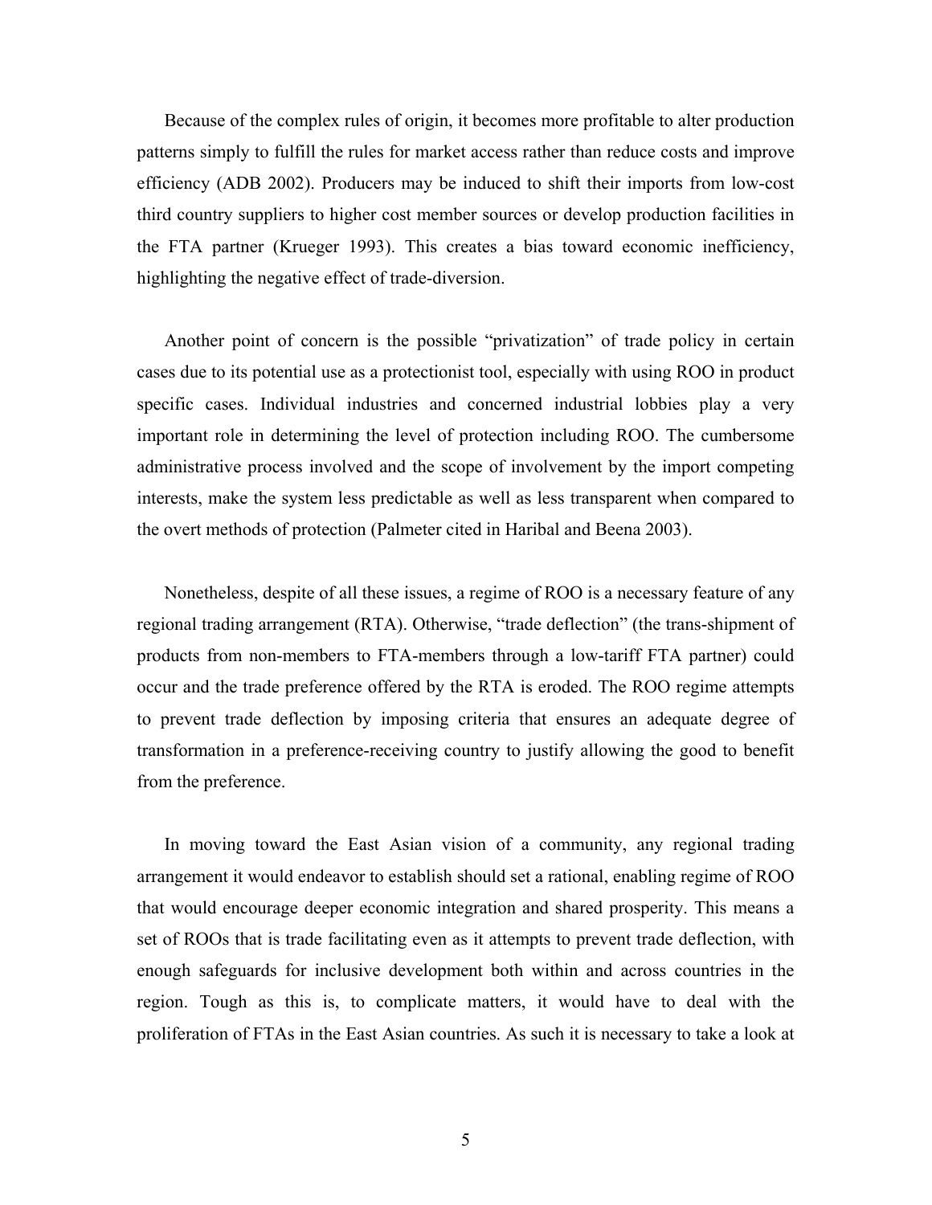Because of the complex rules of origin, it becomes more profitable to alter production patterns simply to fulfill the rules for market access rather than reduce costs and improve efficiency (ADB 2002). Producers may be induced to shift their imports from low-cost third country suppliers to higher cost member sources or develop production facilities in the FTA partner (Krueger 1993). This creates a bias toward economic inefficiency, highlighting the negative effect of trade-diversion.

Another point of concern is the possible "privatization" of trade policy in certain cases due to its potential use as a protectionist tool, especially with using ROO in product specific cases. Individual industries and concerned industrial lobbies play a very important role in determining the level of protection including ROO. The cumbersome administrative process involved and the scope of involvement by the import competing interests, make the system less predictable as well as less transparent when compared to the overt methods of protection (Palmeter cited in Haribal and Beena 2003).

Nonetheless, despite of all these issues, a regime of ROO is a necessary feature of any regional trading arrangement (RTA). Otherwise, "trade deflection" (the trans-shipment of products from non-members to FTA-members through a low-tariff FTA partner) could occur and the trade preference offered by the RTA is eroded. The ROO regime attempts to prevent trade deflection by imposing criteria that ensures an adequate degree of transformation in a preference-receiving country to justify allowing the good to benefit from the preference.

In moving toward the East Asian vision of a community, any regional trading arrangement it would endeavor to establish should set a rational, enabling regime of ROO that would encourage deeper economic integration and shared prosperity. This means a set of ROOs that is trade facilitating even as it attempts to prevent trade deflection, with enough safeguards for inclusive development both within and across countries in the region. Tough as this is, to complicate matters, it would have to deal with the proliferation of FTAs in the East Asian countries. As such it is necessary to take a look at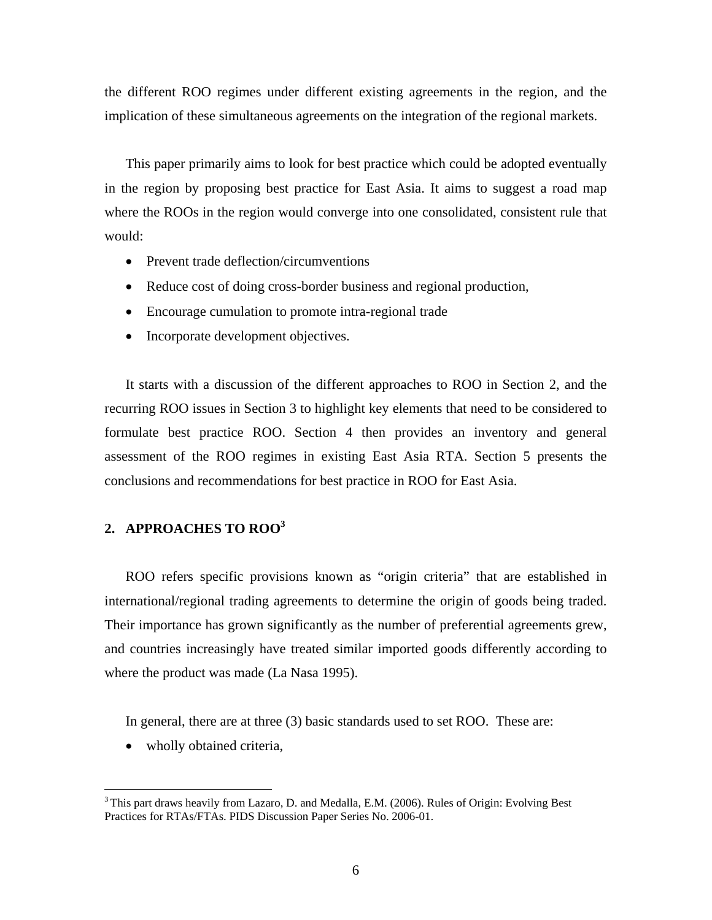the different ROO regimes under different existing agreements in the region, and the implication of these simultaneous agreements on the integration of the regional markets.

This paper primarily aims to look for best practice which could be adopted eventually in the region by proposing best practice for East Asia. It aims to suggest a road map where the ROOs in the region would converge into one consolidated, consistent rule that would:

- Prevent trade deflection/circumventions
- Reduce cost of doing cross-border business and regional production,
- Encourage cumulation to promote intra-regional trade
- Incorporate development objectives.

It starts with a discussion of the different approaches to ROO in Section 2, and the recurring ROO issues in Section 3 to highlight key elements that need to be considered to formulate best practice ROO. Section 4 then provides an inventory and general assessment of the ROO regimes in existing East Asia RTA. Section 5 presents the conclusions and recommendations for best practice in ROO for East Asia.

## 2. APPROACHES TO ROO[3]

ROO refers specific provisions known as "origin criteria" that are established in international/regional trading agreements to determine the origin of goods being traded. Their importance has grown significantly as the number of preferential agreements grew, and countries increasingly have treated similar imported goods differently according to where the product was made (La Nasa 1995).

In general, there are at three (3) basic standards used to set ROO. These are:

- wholly obtained criteria,

[3] This part draws heavily from Lazaro, D. and Medalla, E.M. (2006). Rules of Origin: Evolving Best Practices for RTAs/FTAs. PIDS Discussion Paper Series No. 2006-01.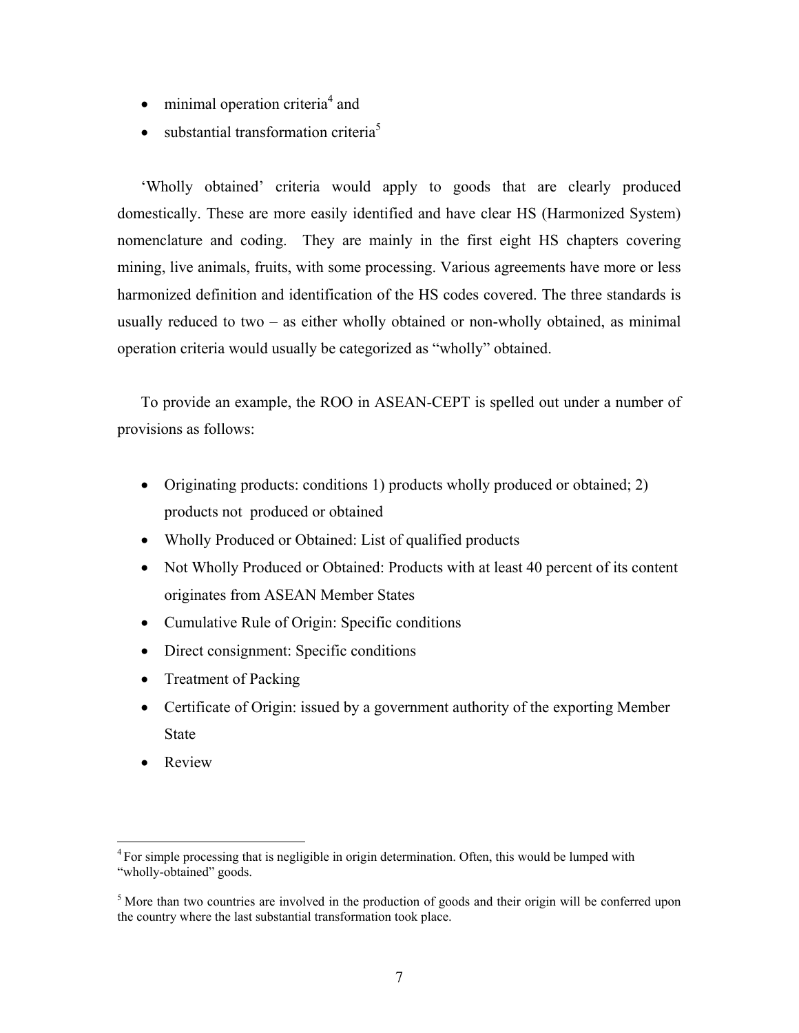- minimal operation criteria[4] and
- substantial transformation criteria[5]

'Wholly obtained' criteria would apply to goods that are clearly produced domestically. These are more easily identified and have clear HS (Harmonized System) nomenclature and coding. They are mainly in the first eight HS chapters covering mining, live animals, fruits, with some processing. Various agreements have more or less harmonized definition and identification of the HS codes covered. The three standards is usually reduced to two – as either wholly obtained or non-wholly obtained, as minimal operation criteria would usually be categorized as "wholly" obtained.

To provide an example, the ROO in ASEAN-CEPT is spelled out under a number of provisions as follows:

- Originating products: conditions 1) products wholly produced or obtained; 2) products not produced or obtained
- Wholly Produced or Obtained: List of qualified products
- Not Wholly Produced or Obtained: Products with at least 40 percent of its content originates from ASEAN Member States
- Cumulative Rule of Origin: Specific conditions
- Direct consignment: Specific conditions
- Treatment of Packing
- Certificate of Origin: issued by a government authority of the exporting Member State
- Review

---

[4] For simple processing that is negligible in origin determination. Often, this would be lumped with "wholly-obtained" goods.

[5] More than two countries are involved in the production of goods and their origin will be conferred upon the country where the last substantial transformation took place.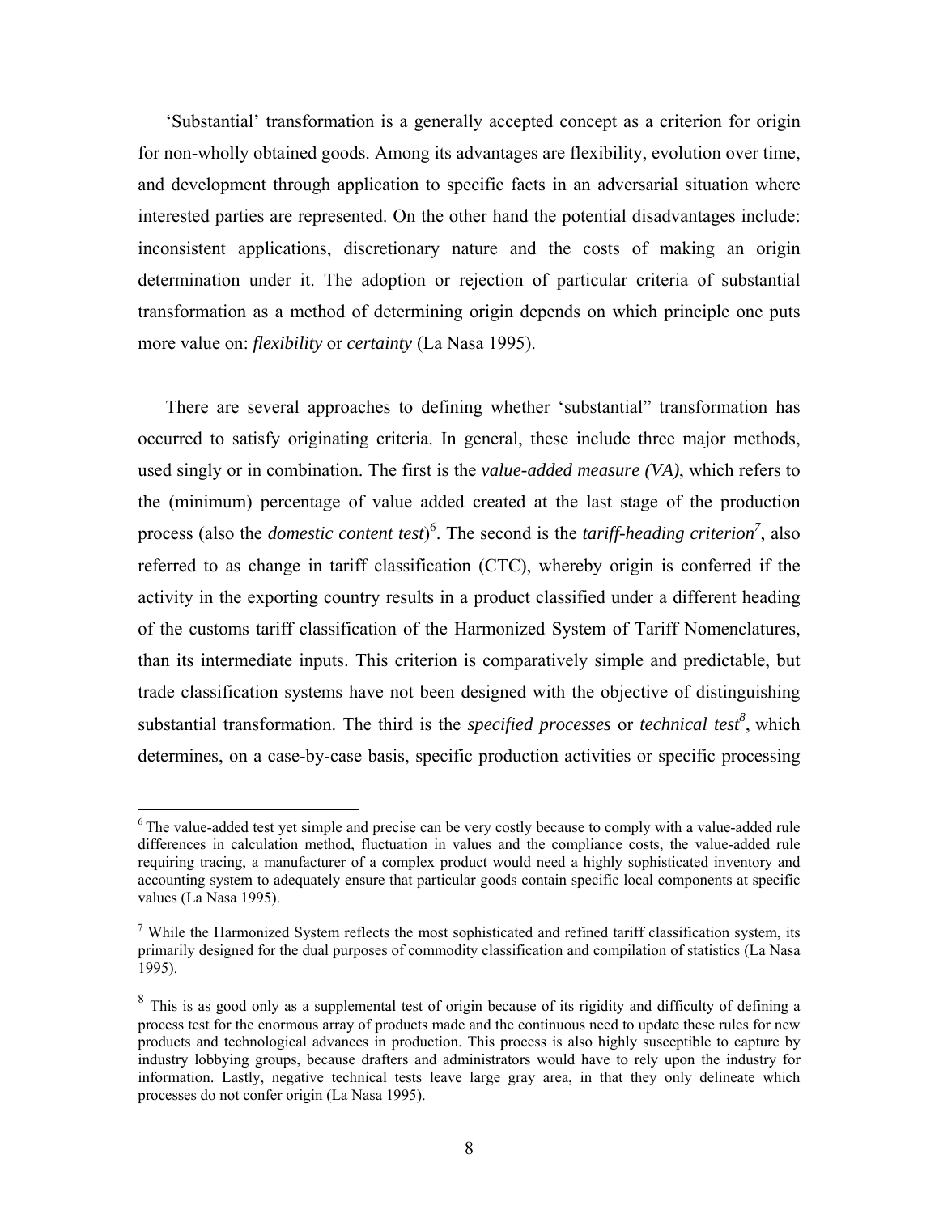‘Substantial’ transformation is a generally accepted concept as a criterion for origin for non-wholly obtained goods. Among its advantages are flexibility, evolution over time, and development through application to specific facts in an adversarial situation where interested parties are represented. On the other hand the potential disadvantages include: inconsistent applications, discretionary nature and the costs of making an origin determination under it. The adoption or rejection of particular criteria of substantial transformation as a method of determining origin depends on which principle one puts more value on: *flexibility* or *certainty* (La Nasa 1995).

There are several approaches to defining whether ‘substantial” transformation has occurred to satisfy originating criteria. In general, these include three major methods, used singly or in combination. The first is the *value-added measure (VA)*, which refers to the (minimum) percentage of value added created at the last stage of the production process (also the *domestic content test*)[6]. The second is the *tariff-heading criterion*[7], also referred to as change in tariff classification (CTC), whereby origin is conferred if the activity in the exporting country results in a product classified under a different heading of the customs tariff classification of the Harmonized System of Tariff Nomenclatures, than its intermediate inputs. This criterion is comparatively simple and predictable, but trade classification systems have not been designed with the objective of distinguishing substantial transformation. The third is the *specified processes* or *technical test*[8], which determines, on a case-by-case basis, specific production activities or specific processing

---

[6] The value-added test yet simple and precise can be very costly because to comply with a value-added rule differences in calculation method, fluctuation in values and the compliance costs, the value-added rule requiring tracing, a manufacturer of a complex product would need a highly sophisticated inventory and accounting system to adequately ensure that particular goods contain specific local components at specific values (La Nasa 1995).

[7] While the Harmonized System reflects the most sophisticated and refined tariff classification system, its primarily designed for the dual purposes of commodity classification and compilation of statistics (La Nasa 1995).

[8] This is as good only as a supplemental test of origin because of its rigidity and difficulty of defining a process test for the enormous array of products made and the continuous need to update these rules for new products and technological advances in production. This process is also highly susceptible to capture by industry lobbying groups, because drafters and administrators would have to rely upon the industry for information. Lastly, negative technical tests leave large gray area, in that they only delineate which processes do not confer origin (La Nasa 1995).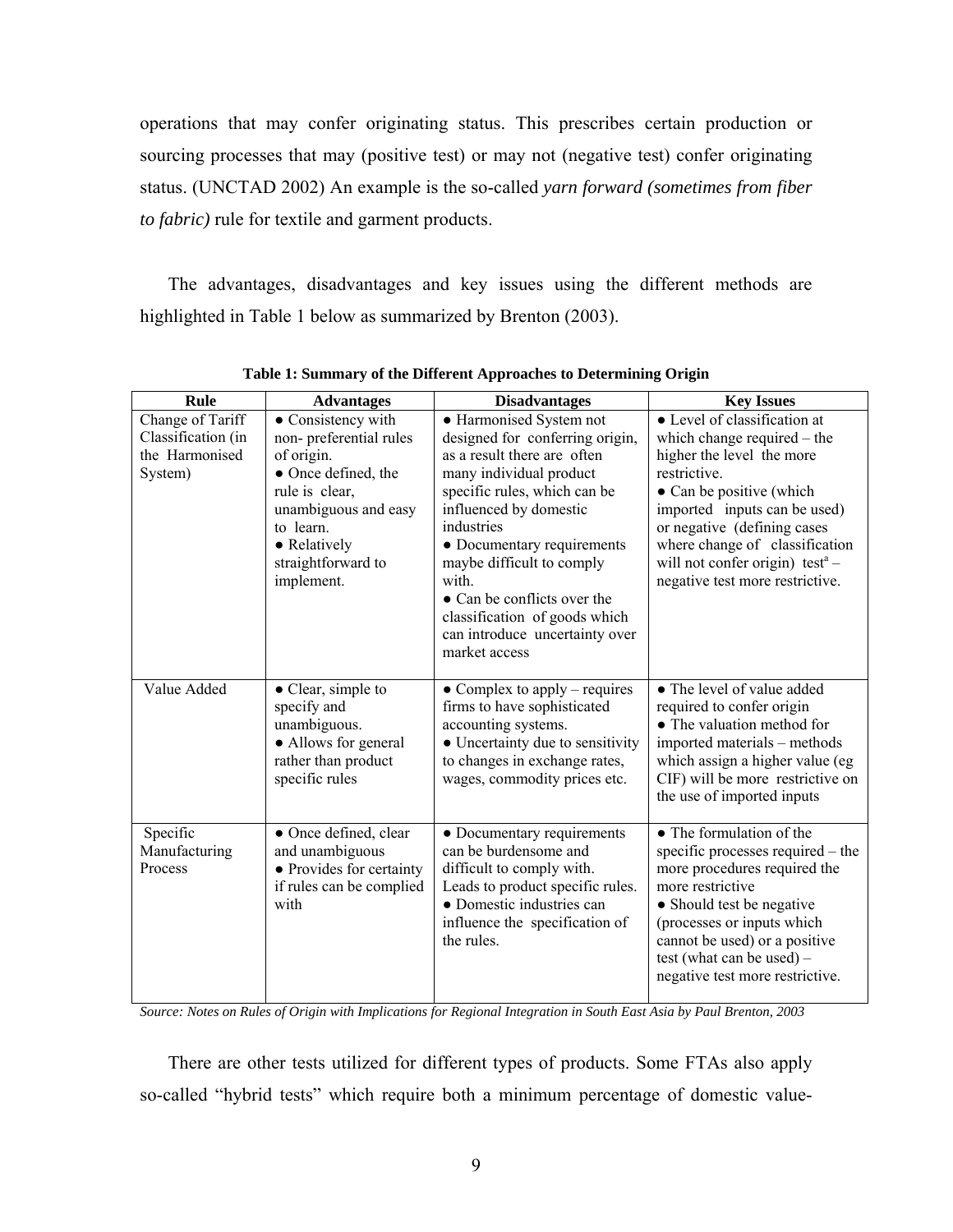operations that may confer originating status. This prescribes certain production or sourcing processes that may (positive test) or may not (negative test) confer originating status. (UNCTAD 2002) An example is the so-called *yarn forward (sometimes from fiber to fabric)* rule for textile and garment products.

The advantages, disadvantages and key issues using the different methods are highlighted in Table 1 below as summarized by Brenton (2003).

**Table 1: Summary of the Different Approaches to Determining Origin**

| Rule | Advantages | Disadvantages | Key Issues |
|---|---|---|---|
| Change of Tariff Classification (in the Harmonised System) | ● Consistency with non- preferential rules of origin.<br>● Once defined, the rule is clear, unambiguous and easy to learn.<br>● Relatively straightforward to implement. | ● Harmonised System not designed for conferring origin, as a result there are often many individual product specific rules, which can be influenced by domestic industries<br>● Documentary requirements maybe difficult to comply with.<br>● Can be conflicts over the classification of goods which can introduce uncertainty over market access | ● Level of classification at which change required – the higher the level the more restrictive.<br>● Can be positive (which imported inputs can be used) or negative (defining cases where change of classification will not confer origin) test[a] – negative test more restrictive. |
| Value Added | ● Clear, simple to specify and unambiguous.<br>● Allows for general rather than product specific rules | ● Complex to apply – requires firms to have sophisticated accounting systems.<br>● Uncertainty due to sensitivity to changes in exchange rates, wages, commodity prices etc. | ● The level of value added required to confer origin<br>● The valuation method for imported materials – methods which assign a higher value (eg CIF) will be more restrictive on the use of imported inputs |
| Specific Manufacturing Process | ● Once defined, clear and unambiguous<br>● Provides for certainty if rules can be complied with | ● Documentary requirements can be burdensome and difficult to comply with. Leads to product specific rules.<br>● Domestic industries can influence the specification of the rules. | ● The formulation of the specific processes required – the more procedures required the more restrictive<br>● Should test be negative (processes or inputs which cannot be used) or a positive test (what can be used) – negative test more restrictive. |

*Source: Notes on Rules of Origin with Implications for Regional Integration in South East Asia by Paul Brenton, 2003*

There are other tests utilized for different types of products. Some FTAs also apply so-called "hybrid tests" which require both a minimum percentage of domestic value-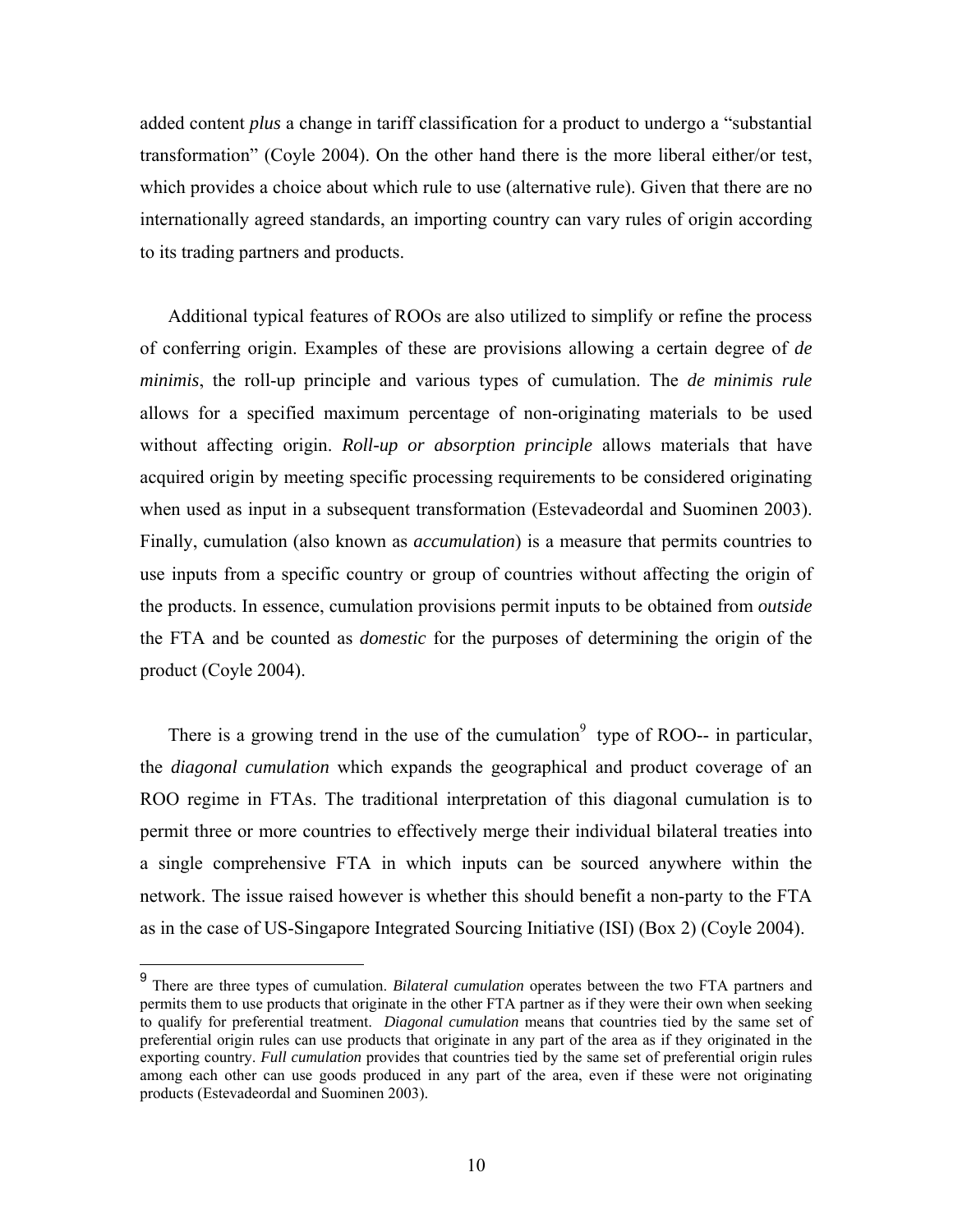added content *plus* a change in tariff classification for a product to undergo a "substantial transformation" (Coyle 2004). On the other hand there is the more liberal either/or test, which provides a choice about which rule to use (alternative rule). Given that there are no internationally agreed standards, an importing country can vary rules of origin according to its trading partners and products.

Additional typical features of ROOs are also utilized to simplify or refine the process of conferring origin. Examples of these are provisions allowing a certain degree of *de minimis*, the roll-up principle and various types of cumulation. The *de minimis rule* allows for a specified maximum percentage of non-originating materials to be used without affecting origin. *Roll-up or absorption principle* allows materials that have acquired origin by meeting specific processing requirements to be considered originating when used as input in a subsequent transformation (Estevadeordal and Suominen 2003). Finally, cumulation (also known as *accumulation*) is a measure that permits countries to use inputs from a specific country or group of countries without affecting the origin of the products. In essence, cumulation provisions permit inputs to be obtained from *outside* the FTA and be counted as *domestic* for the purposes of determining the origin of the product (Coyle 2004).

There is a growing trend in the use of the cumulation[9] type of ROO-- in particular, the *diagonal cumulation* which expands the geographical and product coverage of an ROO regime in FTAs. The traditional interpretation of this diagonal cumulation is to permit three or more countries to effectively merge their individual bilateral treaties into a single comprehensive FTA in which inputs can be sourced anywhere within the network. The issue raised however is whether this should benefit a non-party to the FTA as in the case of US-Singapore Integrated Sourcing Initiative (ISI) (Box 2) (Coyle 2004).

---

[9] There are three types of cumulation. *Bilateral cumulation* operates between the two FTA partners and permits them to use products that originate in the other FTA partner as if they were their own when seeking to qualify for preferential treatment. *Diagonal cumulation* means that countries tied by the same set of preferential origin rules can use products that originate in any part of the area as if they originated in the exporting country. *Full cumulation* provides that countries tied by the same set of preferential origin rules among each other can use goods produced in any part of the area, even if these were not originating products (Estevadeordal and Suominen 2003).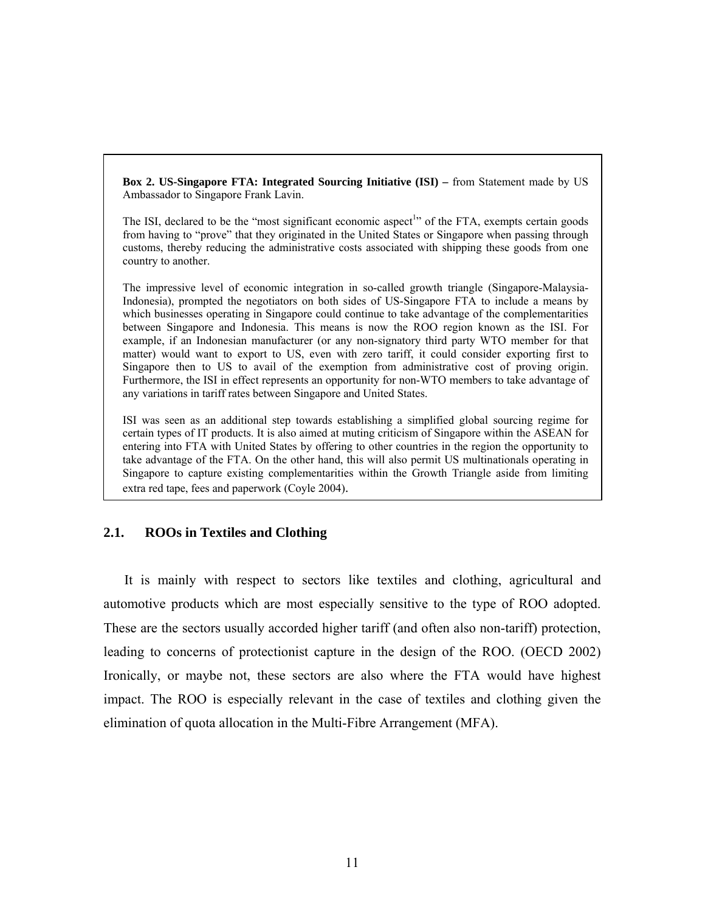**Box 2. US-Singapore FTA: Integrated Sourcing Initiative (ISI) –** from Statement made by US Ambassador to Singapore Frank Lavin.

The ISI, declared to be the "most significant economic aspect[1]" of the FTA, exempts certain goods from having to "prove" that they originated in the United States or Singapore when passing through customs, thereby reducing the administrative costs associated with shipping these goods from one country to another.

The impressive level of economic integration in so-called growth triangle (Singapore-Malaysia-Indonesia), prompted the negotiators on both sides of US-Singapore FTA to include a means by which businesses operating in Singapore could continue to take advantage of the complementarities between Singapore and Indonesia. This means is now the ROO region known as the ISI. For example, if an Indonesian manufacturer (or any non-signatory third party WTO member for that matter) would want to export to US, even with zero tariff, it could consider exporting first to Singapore then to US to avail of the exemption from administrative cost of proving origin. Furthermore, the ISI in effect represents an opportunity for non-WTO members to take advantage of any variations in tariff rates between Singapore and United States.

ISI was seen as an additional step towards establishing a simplified global sourcing regime for certain types of IT products. It is also aimed at muting criticism of Singapore within the ASEAN for entering into FTA with United States by offering to other countries in the region the opportunity to take advantage of the FTA. On the other hand, this will also permit US multinationals operating in Singapore to capture existing complementarities within the Growth Triangle aside from limiting extra red tape, fees and paperwork (Coyle 2004).

## 2.1. ROOs in Textiles and Clothing

It is mainly with respect to sectors like textiles and clothing, agricultural and automotive products which are most especially sensitive to the type of ROO adopted. These are the sectors usually accorded higher tariff (and often also non-tariff) protection, leading to concerns of protectionist capture in the design of the ROO. (OECD 2002) Ironically, or maybe not, these sectors are also where the FTA would have highest impact. The ROO is especially relevant in the case of textiles and clothing given the elimination of quota allocation in the Multi-Fibre Arrangement (MFA).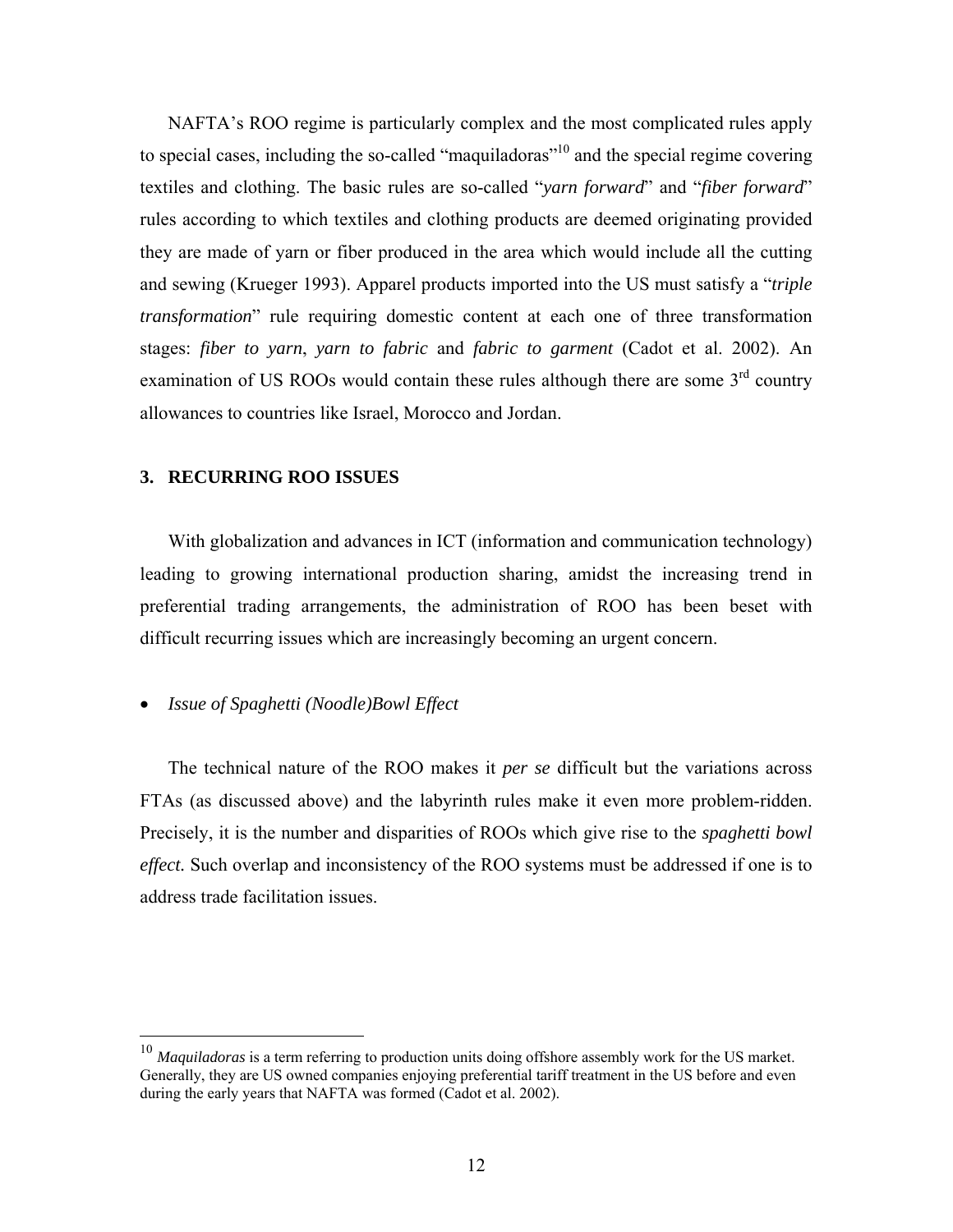NAFTA's ROO regime is particularly complex and the most complicated rules apply to special cases, including the so-called "maquiladoras"[10] and the special regime covering textiles and clothing. The basic rules are so-called "*yarn forward*" and "*fiber forward*" rules according to which textiles and clothing products are deemed originating provided they are made of yarn or fiber produced in the area which would include all the cutting and sewing (Krueger 1993). Apparel products imported into the US must satisfy a "*triple transformation*" rule requiring domestic content at each one of three transformation stages: *fiber to yarn*, *yarn to fabric* and *fabric to garment* (Cadot et al. 2002). An examination of US ROOs would contain these rules although there are some 3rd country allowances to countries like Israel, Morocco and Jordan.

## 3. RECURRING ROO ISSUES

With globalization and advances in ICT (information and communication technology) leading to growing international production sharing, amidst the increasing trend in preferential trading arrangements, the administration of ROO has been beset with difficult recurring issues which are increasingly becoming an urgent concern.

- *Issue of Spaghetti (Noodle)Bowl Effect*

The technical nature of the ROO makes it *per se* difficult but the variations across FTAs (as discussed above) and the labyrinth rules make it even more problem-ridden. Precisely, it is the number and disparities of ROOs which give rise to the *spaghetti bowl effect.* Such overlap and inconsistency of the ROO systems must be addressed if one is to address trade facilitation issues.

---

[10] *Maquiladoras* is a term referring to production units doing offshore assembly work for the US market. Generally, they are US owned companies enjoying preferential tariff treatment in the US before and even during the early years that NAFTA was formed (Cadot et al. 2002).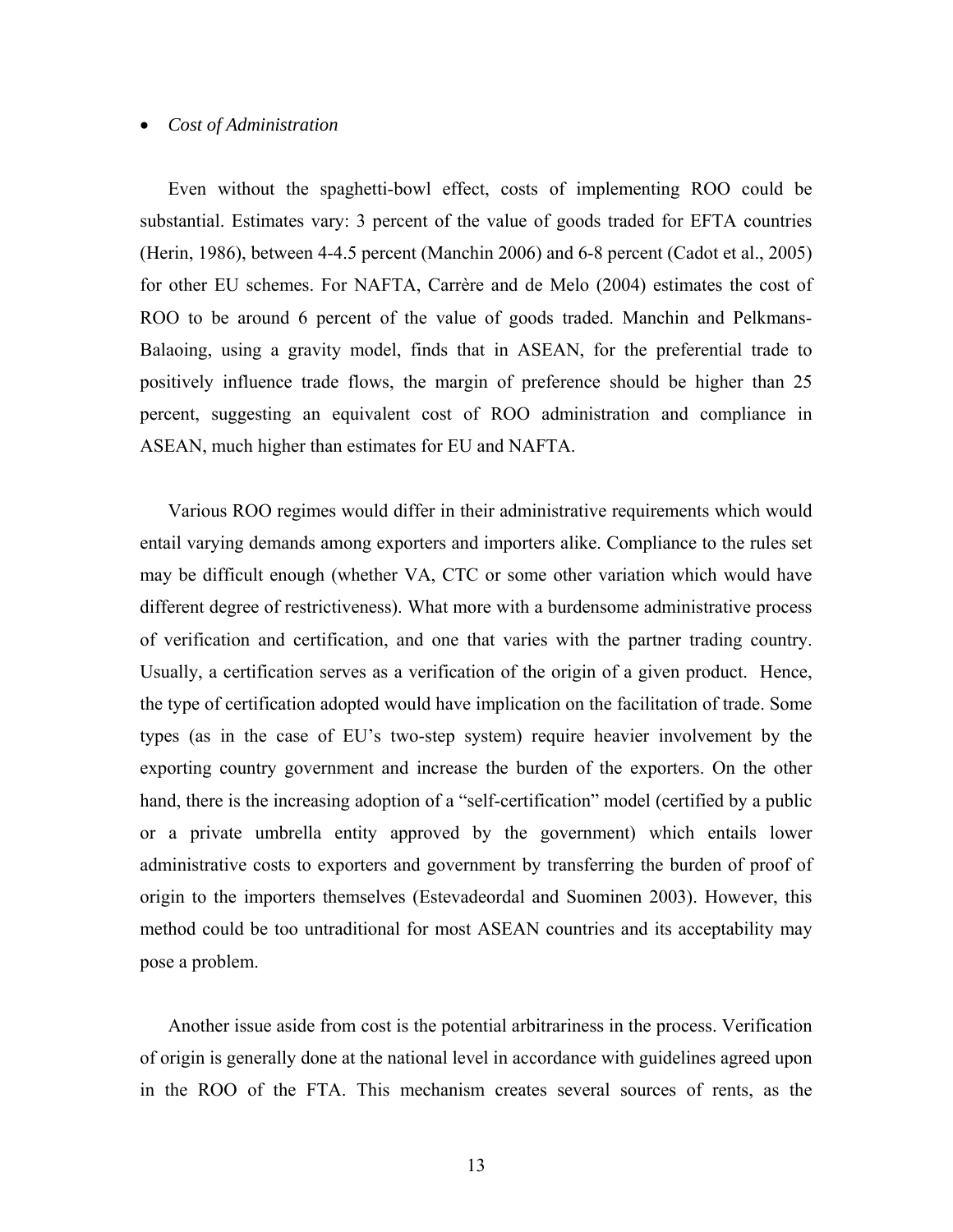- *Cost of Administration*

Even without the spaghetti-bowl effect, costs of implementing ROO could be substantial. Estimates vary: 3 percent of the value of goods traded for EFTA countries (Herin, 1986), between 4-4.5 percent (Manchin 2006) and 6-8 percent (Cadot et al., 2005) for other EU schemes. For NAFTA, Carrère and de Melo (2004) estimates the cost of ROO to be around 6 percent of the value of goods traded. Manchin and Pelkmans-Balaoing, using a gravity model, finds that in ASEAN, for the preferential trade to positively influence trade flows, the margin of preference should be higher than 25 percent, suggesting an equivalent cost of ROO administration and compliance in ASEAN, much higher than estimates for EU and NAFTA.

Various ROO regimes would differ in their administrative requirements which would entail varying demands among exporters and importers alike. Compliance to the rules set may be difficult enough (whether VA, CTC or some other variation which would have different degree of restrictiveness). What more with a burdensome administrative process of verification and certification, and one that varies with the partner trading country. Usually, a certification serves as a verification of the origin of a given product. Hence, the type of certification adopted would have implication on the facilitation of trade. Some types (as in the case of EU's two-step system) require heavier involvement by the exporting country government and increase the burden of the exporters. On the other hand, there is the increasing adoption of a "self-certification" model (certified by a public or a private umbrella entity approved by the government) which entails lower administrative costs to exporters and government by transferring the burden of proof of origin to the importers themselves (Estevadeordal and Suominen 2003). However, this method could be too untraditional for most ASEAN countries and its acceptability may pose a problem.

Another issue aside from cost is the potential arbitrariness in the process. Verification of origin is generally done at the national level in accordance with guidelines agreed upon in the ROO of the FTA. This mechanism creates several sources of rents, as the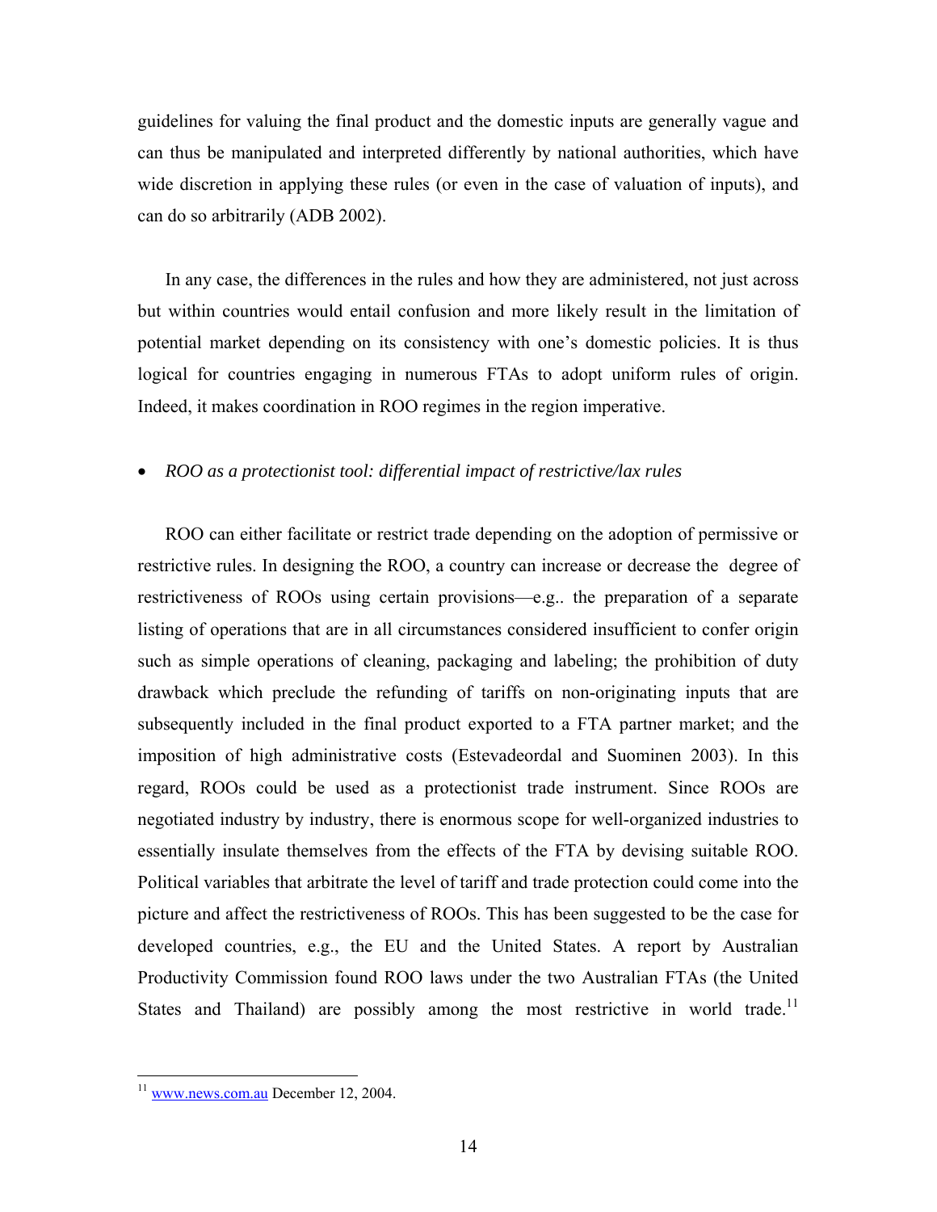guidelines for valuing the final product and the domestic inputs are generally vague and can thus be manipulated and interpreted differently by national authorities, which have wide discretion in applying these rules (or even in the case of valuation of inputs), and can do so arbitrarily (ADB 2002).

In any case, the differences in the rules and how they are administered, not just across but within countries would entail confusion and more likely result in the limitation of potential market depending on its consistency with one's domestic policies. It is thus logical for countries engaging in numerous FTAs to adopt uniform rules of origin. Indeed, it makes coordination in ROO regimes in the region imperative.

- *ROO as a protectionist tool: differential impact of restrictive/lax rules*

ROO can either facilitate or restrict trade depending on the adoption of permissive or restrictive rules. In designing the ROO, a country can increase or decrease the degree of restrictiveness of ROOs using certain provisions—e.g.. the preparation of a separate listing of operations that are in all circumstances considered insufficient to confer origin such as simple operations of cleaning, packaging and labeling; the prohibition of duty drawback which preclude the refunding of tariffs on non-originating inputs that are subsequently included in the final product exported to a FTA partner market; and the imposition of high administrative costs (Estevadeordal and Suominen 2003). In this regard, ROOs could be used as a protectionist trade instrument. Since ROOs are negotiated industry by industry, there is enormous scope for well-organized industries to essentially insulate themselves from the effects of the FTA by devising suitable ROO. Political variables that arbitrate the level of tariff and trade protection could come into the picture and affect the restrictiveness of ROOs. This has been suggested to be the case for developed countries, e.g., the EU and the United States. A report by Australian Productivity Commission found ROO laws under the two Australian FTAs (the United States and Thailand) are possibly among the most restrictive in world trade.[11]

---

[11] www.news.com.au December 12, 2004.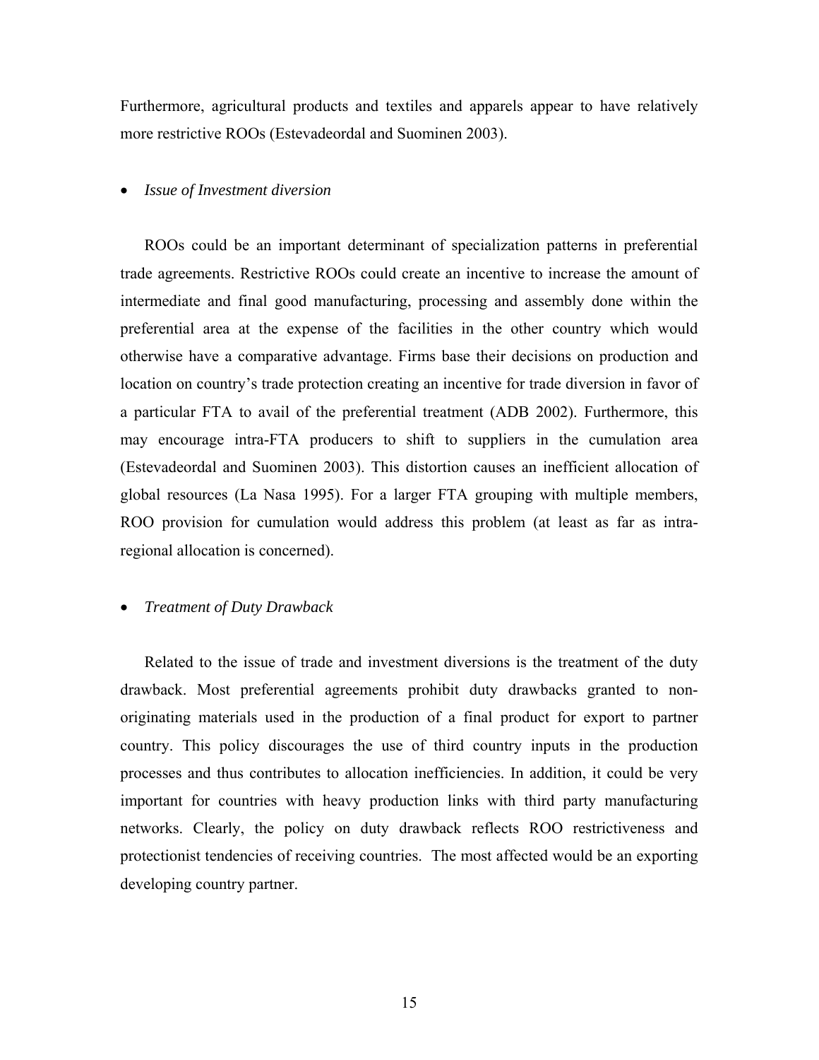Furthermore, agricultural products and textiles and apparels appear to have relatively more restrictive ROOs (Estevadeordal and Suominen 2003).

- *Issue of Investment diversion*

ROOs could be an important determinant of specialization patterns in preferential trade agreements. Restrictive ROOs could create an incentive to increase the amount of intermediate and final good manufacturing, processing and assembly done within the preferential area at the expense of the facilities in the other country which would otherwise have a comparative advantage. Firms base their decisions on production and location on country's trade protection creating an incentive for trade diversion in favor of a particular FTA to avail of the preferential treatment (ADB 2002). Furthermore, this may encourage intra-FTA producers to shift to suppliers in the cumulation area (Estevadeordal and Suominen 2003). This distortion causes an inefficient allocation of global resources (La Nasa 1995). For a larger FTA grouping with multiple members, ROO provision for cumulation would address this problem (at least as far as intra-regional allocation is concerned).

- *Treatment of Duty Drawback*

Related to the issue of trade and investment diversions is the treatment of the duty drawback. Most preferential agreements prohibit duty drawbacks granted to non-originating materials used in the production of a final product for export to partner country. This policy discourages the use of third country inputs in the production processes and thus contributes to allocation inefficiencies. In addition, it could be very important for countries with heavy production links with third party manufacturing networks. Clearly, the policy on duty drawback reflects ROO restrictiveness and protectionist tendencies of receiving countries. The most affected would be an exporting developing country partner.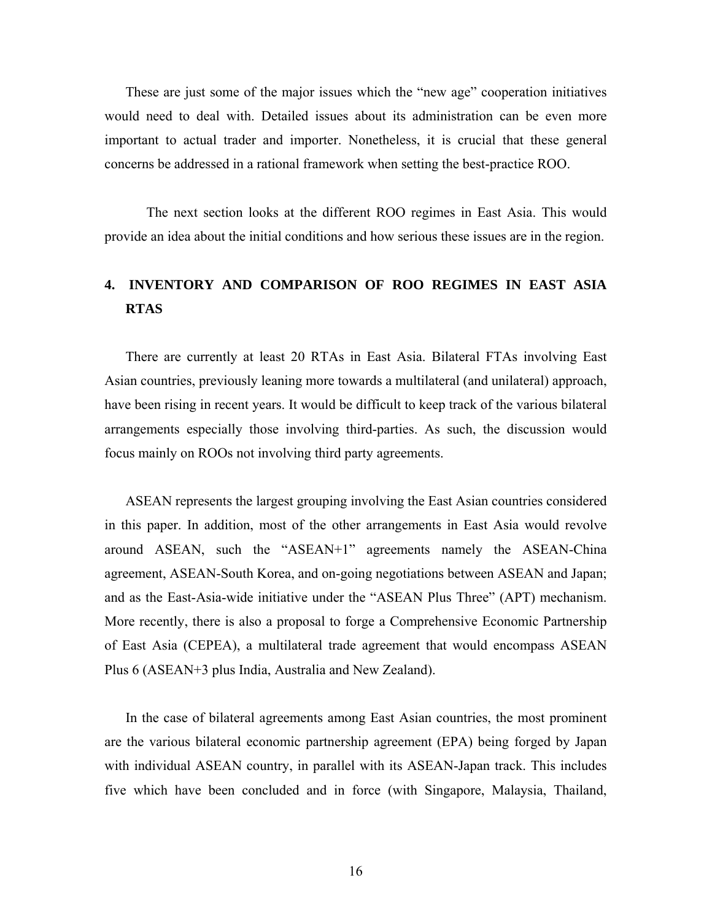These are just some of the major issues which the "new age" cooperation initiatives would need to deal with. Detailed issues about its administration can be even more important to actual trader and importer. Nonetheless, it is crucial that these general concerns be addressed in a rational framework when setting the best-practice ROO.

The next section looks at the different ROO regimes in East Asia. This would provide an idea about the initial conditions and how serious these issues are in the region.

## 4. INVENTORY AND COMPARISON OF ROO REGIMES IN EAST ASIA RTAS

There are currently at least 20 RTAs in East Asia. Bilateral FTAs involving East Asian countries, previously leaning more towards a multilateral (and unilateral) approach, have been rising in recent years. It would be difficult to keep track of the various bilateral arrangements especially those involving third-parties. As such, the discussion would focus mainly on ROOs not involving third party agreements.

ASEAN represents the largest grouping involving the East Asian countries considered in this paper. In addition, most of the other arrangements in East Asia would revolve around ASEAN, such the "ASEAN+1" agreements namely the ASEAN-China agreement, ASEAN-South Korea, and on-going negotiations between ASEAN and Japan; and as the East-Asia-wide initiative under the "ASEAN Plus Three" (APT) mechanism. More recently, there is also a proposal to forge a Comprehensive Economic Partnership of East Asia (CEPEA), a multilateral trade agreement that would encompass ASEAN Plus 6 (ASEAN+3 plus India, Australia and New Zealand).

In the case of bilateral agreements among East Asian countries, the most prominent are the various bilateral economic partnership agreement (EPA) being forged by Japan with individual ASEAN country, in parallel with its ASEAN-Japan track. This includes five which have been concluded and in force (with Singapore, Malaysia, Thailand,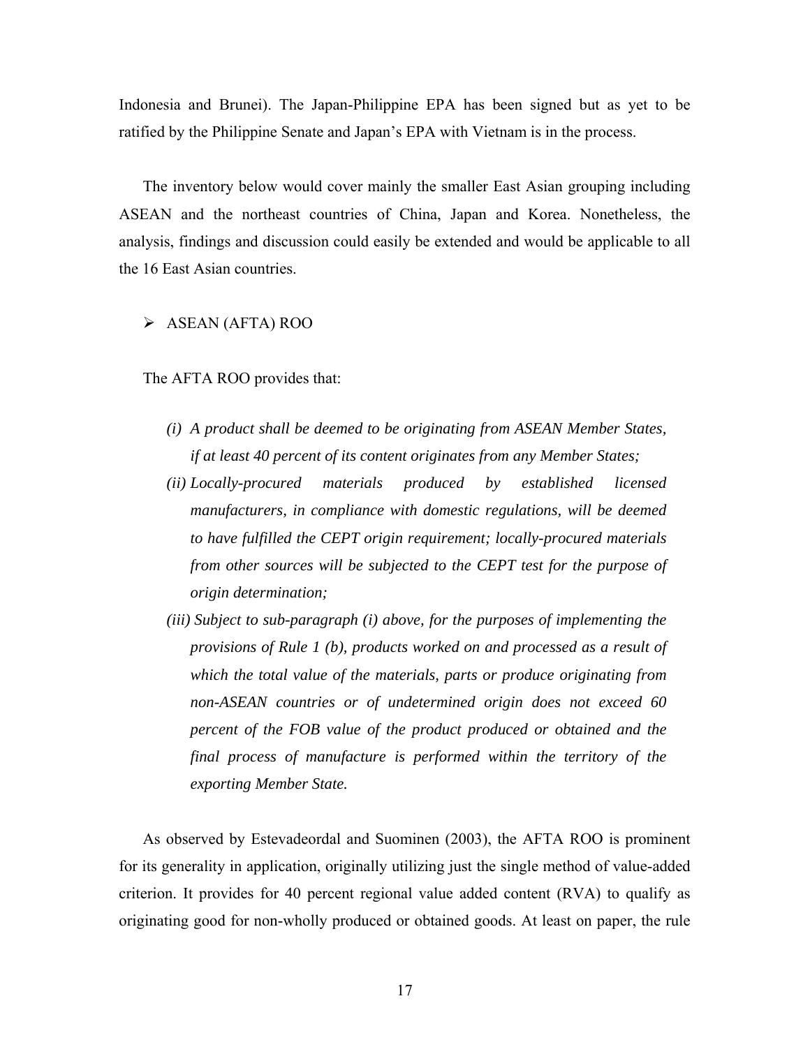Indonesia and Brunei). The Japan-Philippine EPA has been signed but as yet to be ratified by the Philippine Senate and Japan's EPA with Vietnam is in the process.

The inventory below would cover mainly the smaller East Asian grouping including ASEAN and the northeast countries of China, Japan and Korea. Nonetheless, the analysis, findings and discussion could easily be extended and would be applicable to all the 16 East Asian countries.

- ASEAN (AFTA) ROO

The AFTA ROO provides that:

*(i) A product shall be deemed to be originating from ASEAN Member States, if at least 40 percent of its content originates from any Member States;*

*(ii) Locally-procured materials produced by established licensed manufacturers, in compliance with domestic regulations, will be deemed to have fulfilled the CEPT origin requirement; locally-procured materials from other sources will be subjected to the CEPT test for the purpose of origin determination;*

*(iii) Subject to sub-paragraph (i) above, for the purposes of implementing the provisions of Rule 1 (b), products worked on and processed as a result of which the total value of the materials, parts or produce originating from non-ASEAN countries or of undetermined origin does not exceed 60 percent of the FOB value of the product produced or obtained and the final process of manufacture is performed within the territory of the exporting Member State.*

As observed by Estevadeordal and Suominen (2003), the AFTA ROO is prominent for its generality in application, originally utilizing just the single method of value-added criterion. It provides for 40 percent regional value added content (RVA) to qualify as originating good for non-wholly produced or obtained goods. At least on paper, the rule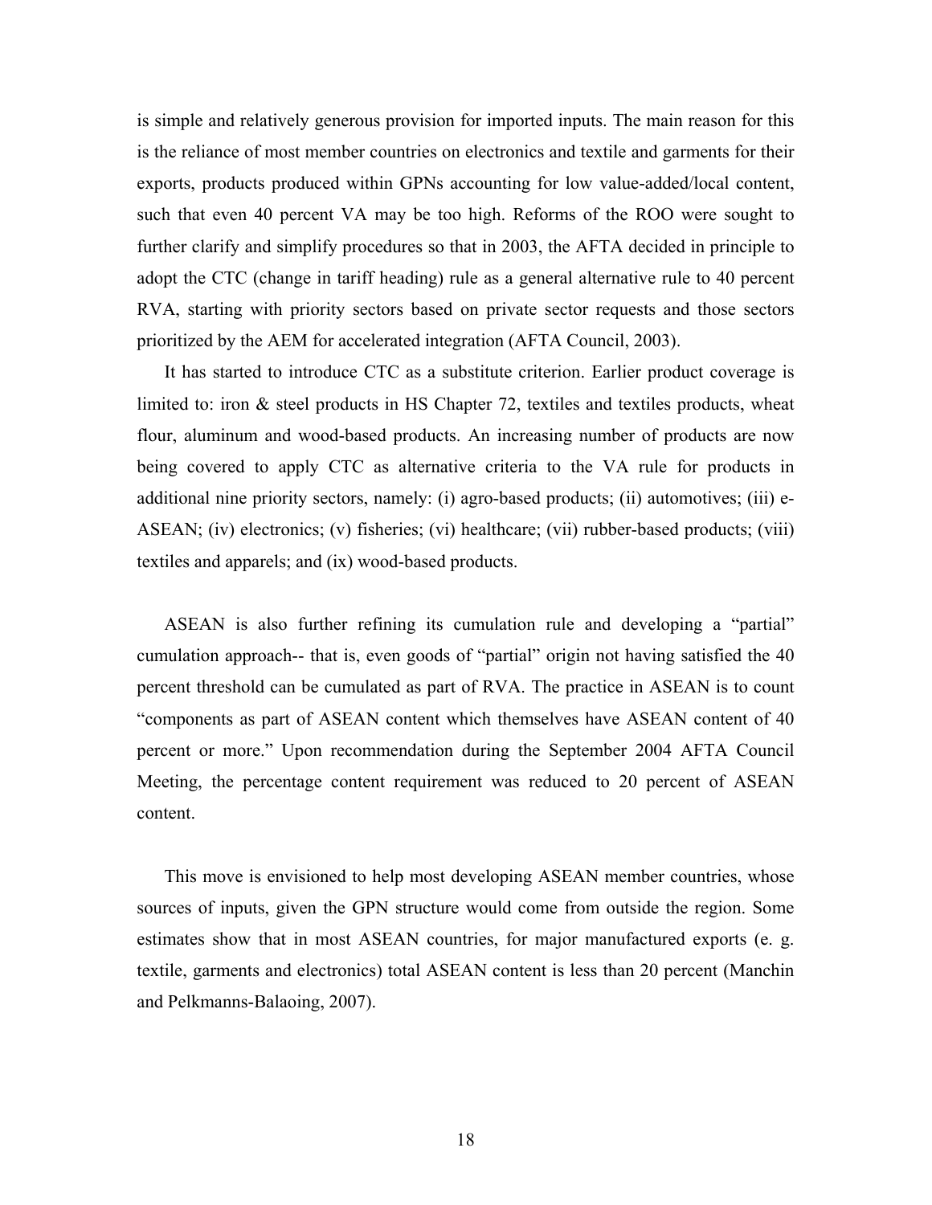is simple and relatively generous provision for imported inputs. The main reason for this is the reliance of most member countries on electronics and textile and garments for their exports, products produced within GPNs accounting for low value-added/local content, such that even 40 percent VA may be too high. Reforms of the ROO were sought to further clarify and simplify procedures so that in 2003, the AFTA decided in principle to adopt the CTC (change in tariff heading) rule as a general alternative rule to 40 percent RVA, starting with priority sectors based on private sector requests and those sectors prioritized by the AEM for accelerated integration (AFTA Council, 2003).

It has started to introduce CTC as a substitute criterion. Earlier product coverage is limited to: iron & steel products in HS Chapter 72, textiles and textiles products, wheat flour, aluminum and wood-based products. An increasing number of products are now being covered to apply CTC as alternative criteria to the VA rule for products in additional nine priority sectors, namely: (i) agro-based products; (ii) automotives; (iii) e-ASEAN; (iv) electronics; (v) fisheries; (vi) healthcare; (vii) rubber-based products; (viii) textiles and apparels; and (ix) wood-based products.

ASEAN is also further refining its cumulation rule and developing a "partial" cumulation approach-- that is, even goods of "partial" origin not having satisfied the 40 percent threshold can be cumulated as part of RVA. The practice in ASEAN is to count "components as part of ASEAN content which themselves have ASEAN content of 40 percent or more." Upon recommendation during the September 2004 AFTA Council Meeting, the percentage content requirement was reduced to 20 percent of ASEAN content.

This move is envisioned to help most developing ASEAN member countries, whose sources of inputs, given the GPN structure would come from outside the region. Some estimates show that in most ASEAN countries, for major manufactured exports (e. g. textile, garments and electronics) total ASEAN content is less than 20 percent (Manchin and Pelkmanns-Balaoing, 2007).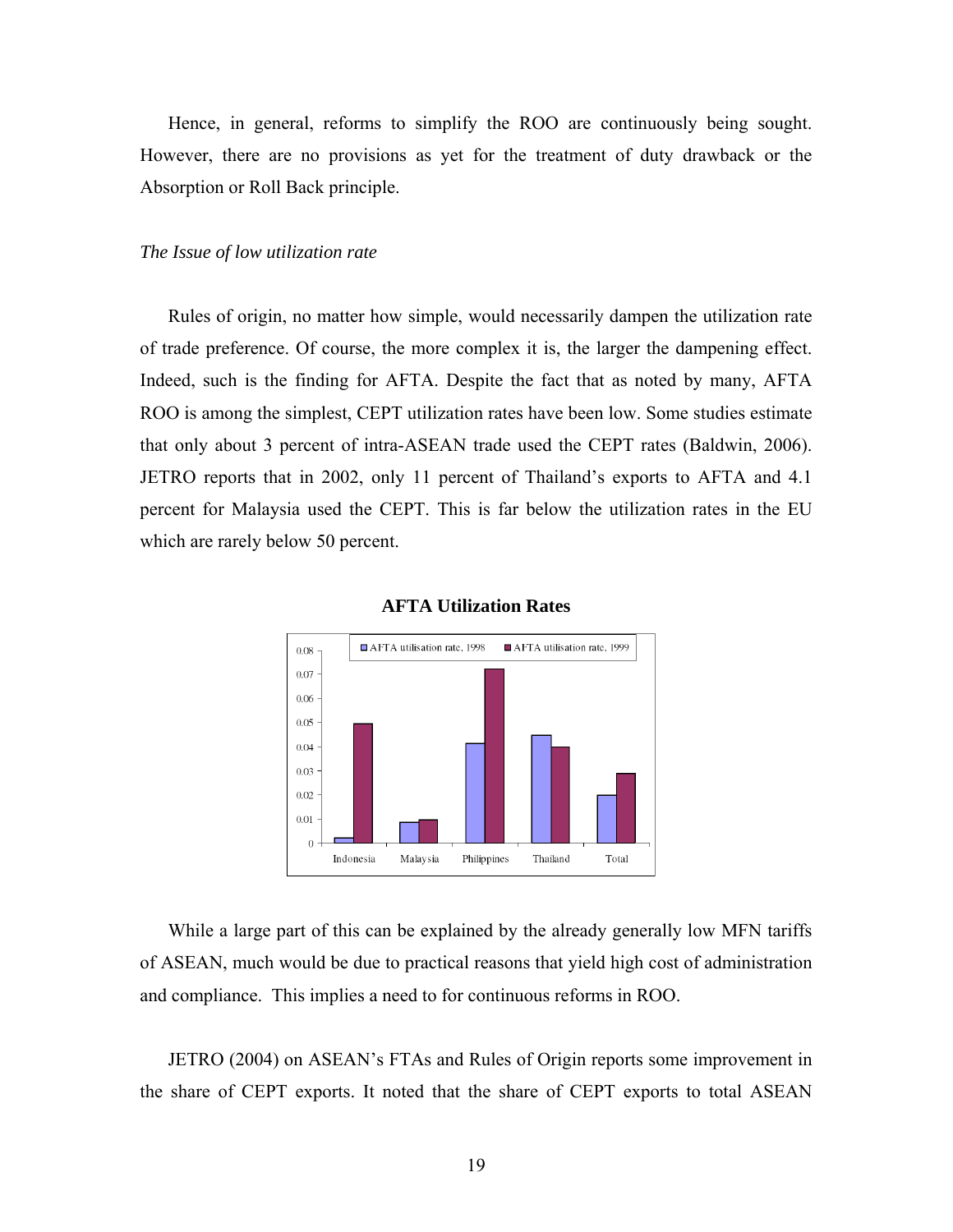Hence, in general, reforms to simplify the ROO are continuously being sought. However, there are no provisions as yet for the treatment of duty drawback or the Absorption or Roll Back principle.

*The Issue of low utilization rate*

Rules of origin, no matter how simple, would necessarily dampen the utilization rate of trade preference. Of course, the more complex it is, the larger the dampening effect. Indeed, such is the finding for AFTA. Despite the fact that as noted by many, AFTA ROO is among the simplest, CEPT utilization rates have been low. Some studies estimate that only about 3 percent of intra-ASEAN trade used the CEPT rates (Baldwin, 2006). JETRO reports that in 2002, only 11 percent of Thailand's exports to AFTA and 4.1 percent for Malaysia used the CEPT. This is far below the utilization rates in the EU which are rarely below 50 percent.

**AFTA Utilization Rates**

While a large part of this can be explained by the already generally low MFN tariffs of ASEAN, much would be due to practical reasons that yield high cost of administration and compliance. This implies a need to for continuous reforms in ROO.

JETRO (2004) on ASEAN's FTAs and Rules of Origin reports some improvement in the share of CEPT exports. It noted that the share of CEPT exports to total ASEAN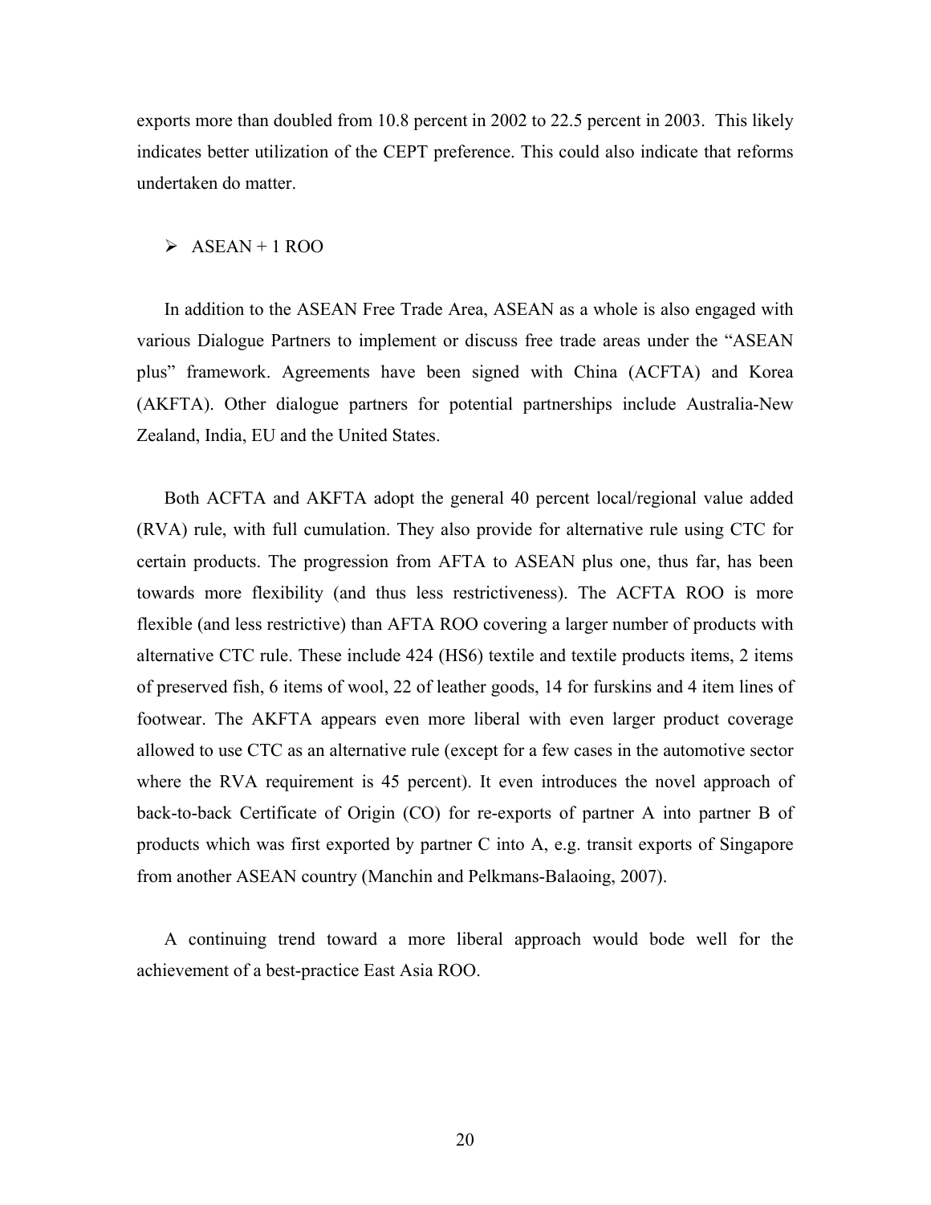exports more than doubled from 10.8 percent in 2002 to 22.5 percent in 2003. This likely indicates better utilization of the CEPT preference. This could also indicate that reforms undertaken do matter.

- ASEAN + 1 ROO

In addition to the ASEAN Free Trade Area, ASEAN as a whole is also engaged with various Dialogue Partners to implement or discuss free trade areas under the "ASEAN plus" framework. Agreements have been signed with China (ACFTA) and Korea (AKFTA). Other dialogue partners for potential partnerships include Australia-New Zealand, India, EU and the United States.

Both ACFTA and AKFTA adopt the general 40 percent local/regional value added (RVA) rule, with full cumulation. They also provide for alternative rule using CTC for certain products. The progression from AFTA to ASEAN plus one, thus far, has been towards more flexibility (and thus less restrictiveness). The ACFTA ROO is more flexible (and less restrictive) than AFTA ROO covering a larger number of products with alternative CTC rule. These include 424 (HS6) textile and textile products items, 2 items of preserved fish, 6 items of wool, 22 of leather goods, 14 for furskins and 4 item lines of footwear. The AKFTA appears even more liberal with even larger product coverage allowed to use CTC as an alternative rule (except for a few cases in the automotive sector where the RVA requirement is 45 percent). It even introduces the novel approach of back-to-back Certificate of Origin (CO) for re-exports of partner A into partner B of products which was first exported by partner C into A, e.g. transit exports of Singapore from another ASEAN country (Manchin and Pelkmans-Balaoing, 2007).

A continuing trend toward a more liberal approach would bode well for the achievement of a best-practice East Asia ROO.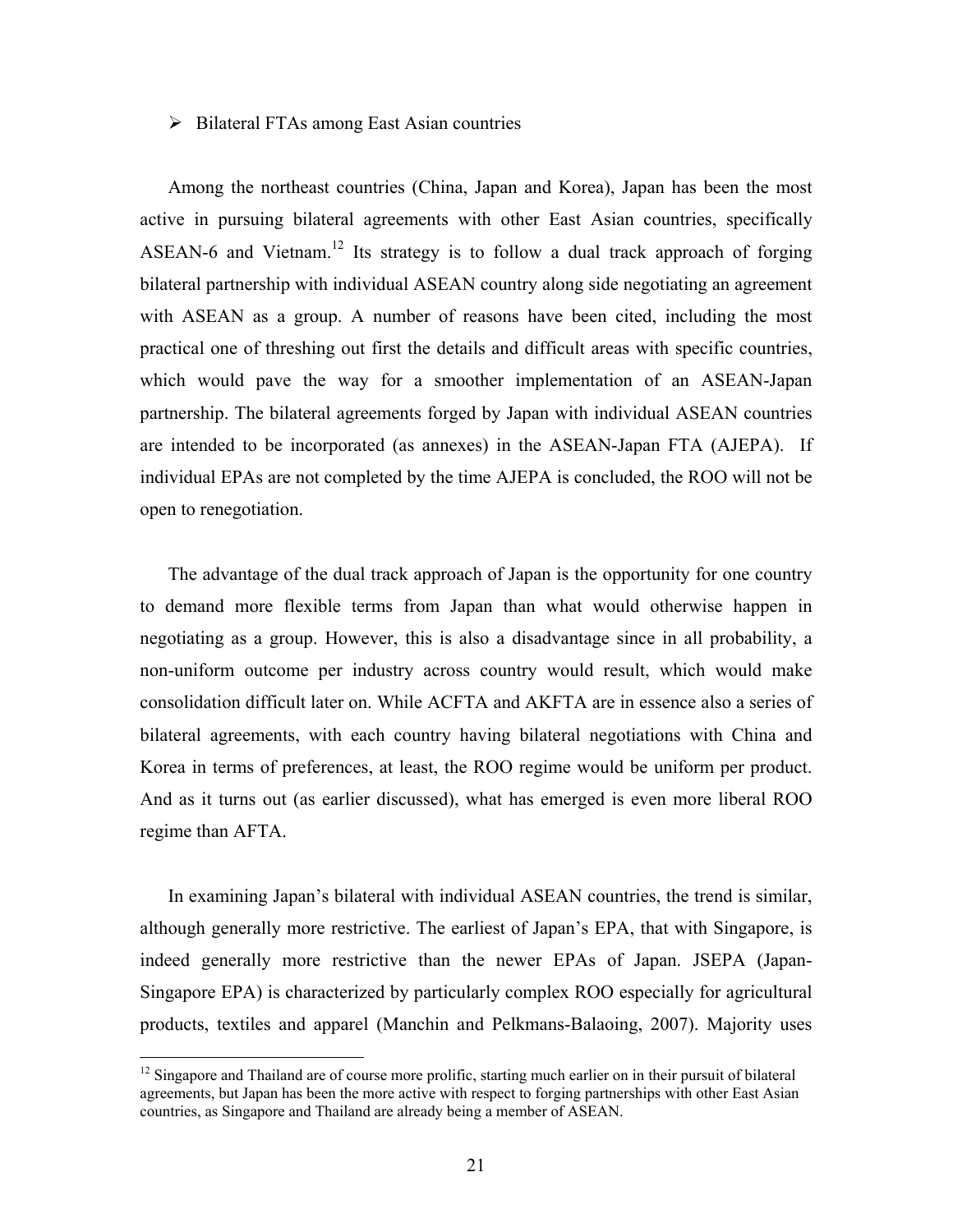- Bilateral FTAs among East Asian countries

Among the northeast countries (China, Japan and Korea), Japan has been the most active in pursuing bilateral agreements with other East Asian countries, specifically ASEAN-6 and Vietnam.[12] Its strategy is to follow a dual track approach of forging bilateral partnership with individual ASEAN country along side negotiating an agreement with ASEAN as a group. A number of reasons have been cited, including the most practical one of threshing out first the details and difficult areas with specific countries, which would pave the way for a smoother implementation of an ASEAN-Japan partnership. The bilateral agreements forged by Japan with individual ASEAN countries are intended to be incorporated (as annexes) in the ASEAN-Japan FTA (AJEPA). If individual EPAs are not completed by the time AJEPA is concluded, the ROO will not be open to renegotiation.

The advantage of the dual track approach of Japan is the opportunity for one country to demand more flexible terms from Japan than what would otherwise happen in negotiating as a group. However, this is also a disadvantage since in all probability, a non-uniform outcome per industry across country would result, which would make consolidation difficult later on. While ACFTA and AKFTA are in essence also a series of bilateral agreements, with each country having bilateral negotiations with China and Korea in terms of preferences, at least, the ROO regime would be uniform per product. And as it turns out (as earlier discussed), what has emerged is even more liberal ROO regime than AFTA.

In examining Japan's bilateral with individual ASEAN countries, the trend is similar, although generally more restrictive. The earliest of Japan's EPA, that with Singapore, is indeed generally more restrictive than the newer EPAs of Japan. JSEPA (Japan-Singapore EPA) is characterized by particularly complex ROO especially for agricultural products, textiles and apparel (Manchin and Pelkmans-Balaoing, 2007). Majority uses

[12] Singapore and Thailand are of course more prolific, starting much earlier on in their pursuit of bilateral agreements, but Japan has been the more active with respect to forging partnerships with other East Asian countries, as Singapore and Thailand are already being a member of ASEAN.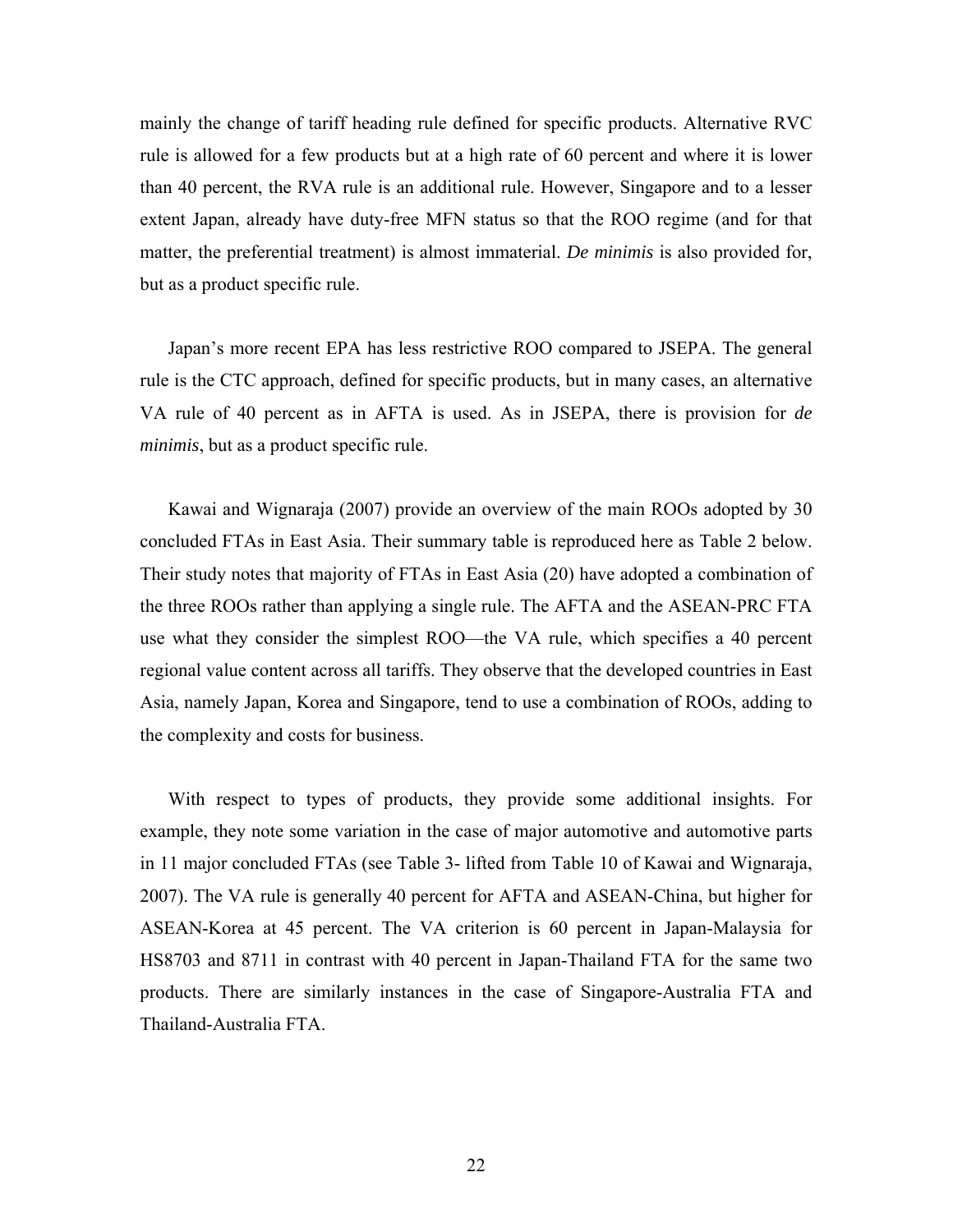mainly the change of tariff heading rule defined for specific products. Alternative RVC rule is allowed for a few products but at a high rate of 60 percent and where it is lower than 40 percent, the RVA rule is an additional rule. However, Singapore and to a lesser extent Japan, already have duty-free MFN status so that the ROO regime (and for that matter, the preferential treatment) is almost immaterial. *De minimis* is also provided for, but as a product specific rule.

Japan's more recent EPA has less restrictive ROO compared to JSEPA. The general rule is the CTC approach, defined for specific products, but in many cases, an alternative VA rule of 40 percent as in AFTA is used. As in JSEPA, there is provision for *de minimis*, but as a product specific rule.

Kawai and Wignaraja (2007) provide an overview of the main ROOs adopted by 30 concluded FTAs in East Asia. Their summary table is reproduced here as Table 2 below. Their study notes that majority of FTAs in East Asia (20) have adopted a combination of the three ROOs rather than applying a single rule. The AFTA and the ASEAN-PRC FTA use what they consider the simplest ROO—the VA rule, which specifies a 40 percent regional value content across all tariffs. They observe that the developed countries in East Asia, namely Japan, Korea and Singapore, tend to use a combination of ROOs, adding to the complexity and costs for business.

With respect to types of products, they provide some additional insights. For example, they note some variation in the case of major automotive and automotive parts in 11 major concluded FTAs (see Table 3- lifted from Table 10 of Kawai and Wignaraja, 2007). The VA rule is generally 40 percent for AFTA and ASEAN-China, but higher for ASEAN-Korea at 45 percent. The VA criterion is 60 percent in Japan-Malaysia for HS8703 and 8711 in contrast with 40 percent in Japan-Thailand FTA for the same two products. There are similarly instances in the case of Singapore-Australia FTA and Thailand-Australia FTA.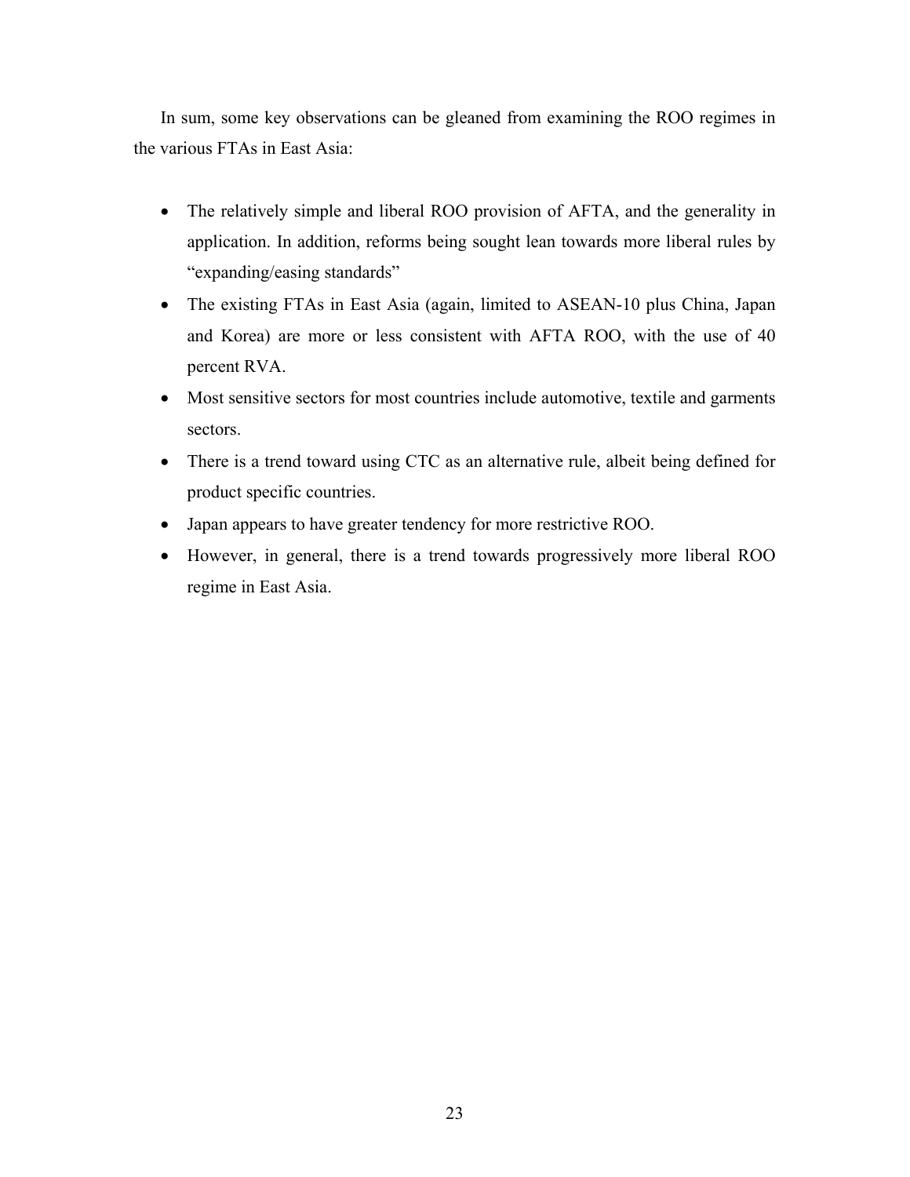In sum, some key observations can be gleaned from examining the ROO regimes in the various FTAs in East Asia:

- The relatively simple and liberal ROO provision of AFTA, and the generality in application. In addition, reforms being sought lean towards more liberal rules by "expanding/easing standards"
- The existing FTAs in East Asia (again, limited to ASEAN-10 plus China, Japan and Korea) are more or less consistent with AFTA ROO, with the use of 40 percent RVA.
- Most sensitive sectors for most countries include automotive, textile and garments sectors.
- There is a trend toward using CTC as an alternative rule, albeit being defined for product specific countries.
- Japan appears to have greater tendency for more restrictive ROO.
- However, in general, there is a trend towards progressively more liberal ROO regime in East Asia.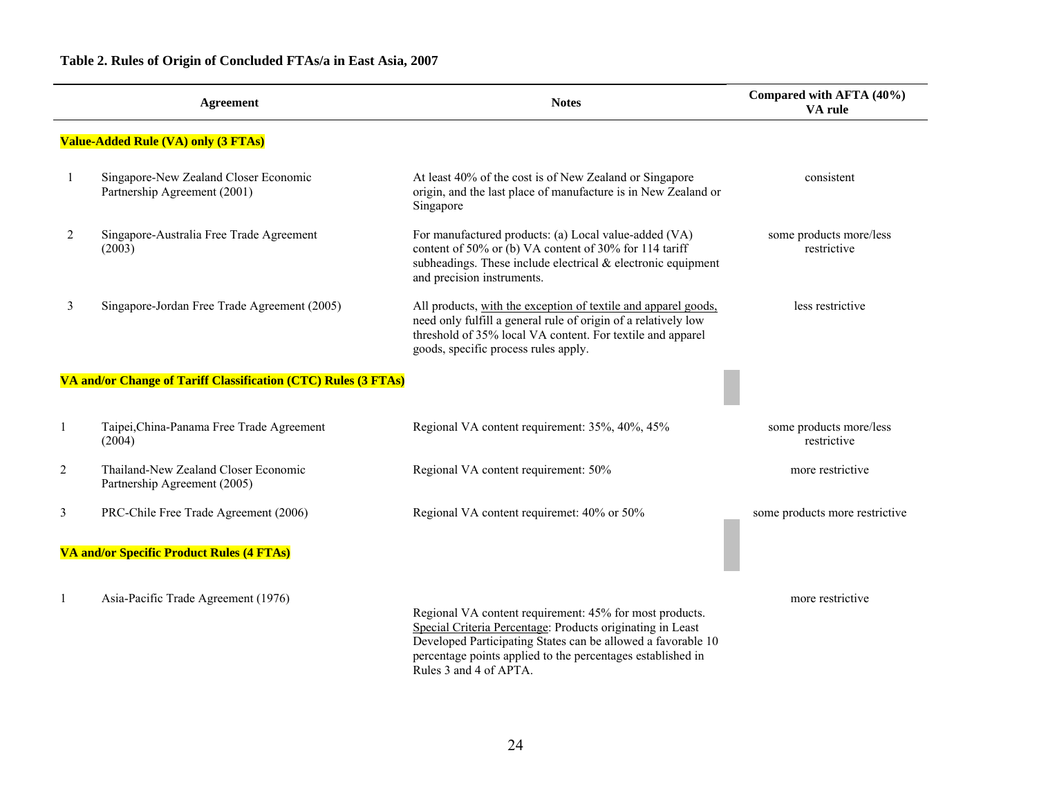**Table 2. Rules of Origin of Concluded FTAs/a in East Asia, 2007**

| | Agreement | Notes | Compared with AFTA (40%) VA rule |
|---|---|---|---|
| **Value-Added Rule (VA) only (3 FTAs)** | | | |
| 1 | Singapore-New Zealand Closer Economic Partnership Agreement (2001) | At least 40% of the cost is of New Zealand or Singapore origin, and the last place of manufacture is in New Zealand or Singapore | consistent |
| 2 | Singapore-Australia Free Trade Agreement (2003) | For manufactured products: (a) Local value-added (VA) content of 50% or (b) VA content of 30% for 114 tariff subheadings. These include electrical & electronic equipment and precision instruments. | some products more/less restrictive |
| 3 | Singapore-Jordan Free Trade Agreement (2005) | All products, with the exception of textile and apparel goods, need only fulfill a general rule of origin of a relatively low threshold of 35% local VA content. For textile and apparel goods, specific process rules apply. | less restrictive |
| **VA and/or Change of Tariff Classification (CTC) Rules (3 FTAs)** | | | |
| 1 | Taipei,China-Panama Free Trade Agreement (2004) | Regional VA content requirement: 35%, 40%, 45% | some products more/less restrictive |
| 2 | Thailand-New Zealand Closer Economic Partnership Agreement (2005) | Regional VA content requirement: 50% | more restrictive |
| 3 | PRC-Chile Free Trade Agreement (2006) | Regional VA content requiremet: 40% or 50% | some products more restrictive |
| **VA and/or Specific Product Rules (4 FTAs)** | | | |
| 1 | Asia-Pacific Trade Agreement (1976) | Regional VA content requirement: 45% for most products. Special Criteria Percentage: Products originating in Least Developed Participating States can be allowed a favorable 10 percentage points applied to the percentages established in Rules 3 and 4 of APTA. | more restrictive |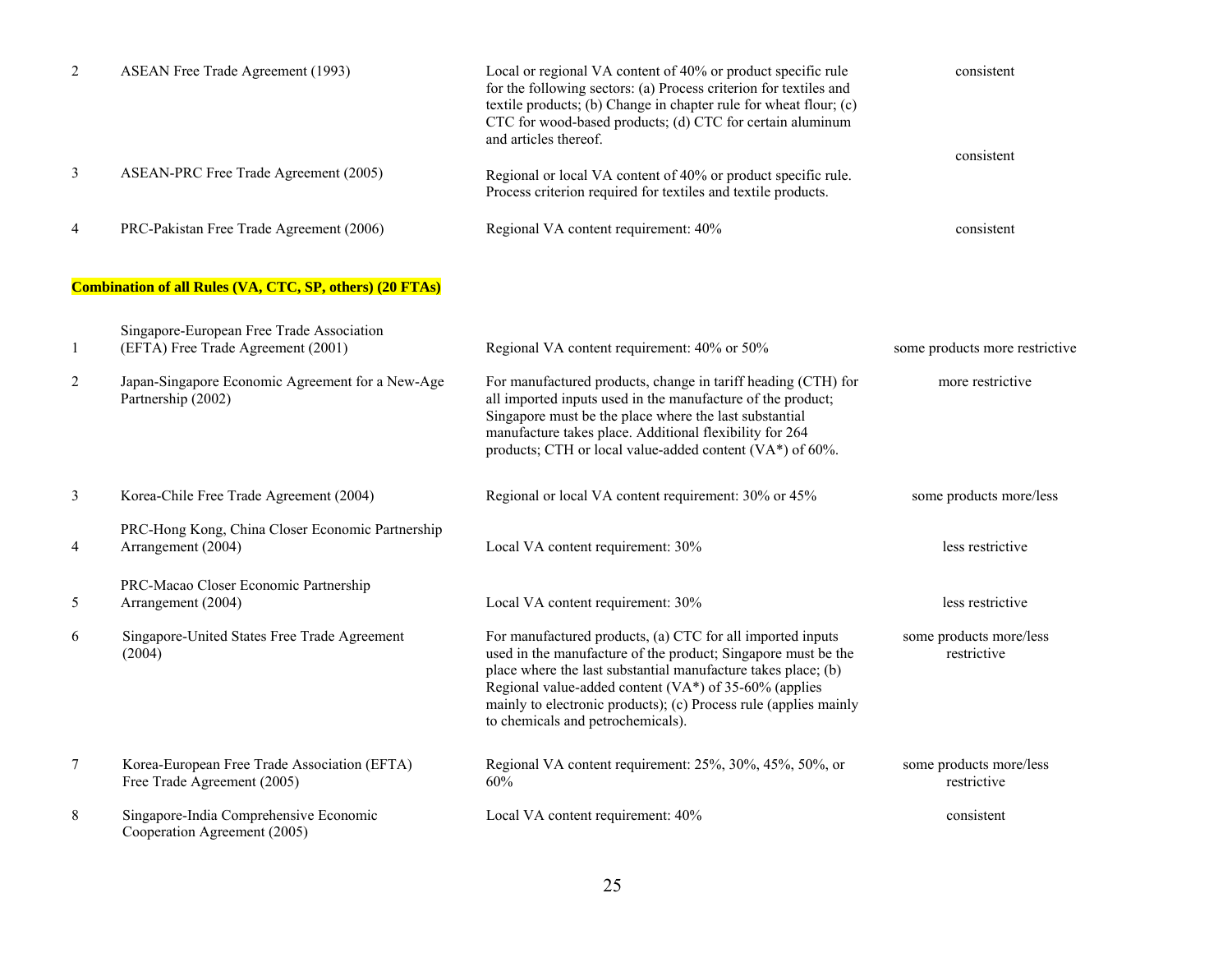| | | | |
|---|---|---|---|
| 2 | ASEAN Free Trade Agreement (1993) | Local or regional VA content of 40% or product specific rule for the following sectors: (a) Process criterion for textiles and textile products; (b) Change in chapter rule for wheat flour; (c) CTC for wood-based products; (d) CTC for certain aluminum and articles thereof. | consistent |
| 3 | ASEAN-PRC Free Trade Agreement (2005) | Regional or local VA content of 40% or product specific rule. Process criterion required for textiles and textile products. | consistent |
| 4 | PRC-Pakistan Free Trade Agreement (2006) | Regional VA content requirement: 40% | consistent |
| | **Combination of all Rules (VA, CTC, SP, others) (20 FTAs)** | | |
| 1 | Singapore-European Free Trade Association (EFTA) Free Trade Agreement (2001) | Regional VA content requirement: 40% or 50% | some products more restrictive |
| 2 | Japan-Singapore Economic Agreement for a New-Age Partnership (2002) | For manufactured products, change in tariff heading (CTH) for all imported inputs used in the manufacture of the product; Singapore must be the place where the last substantial manufacture takes place. Additional flexibility for 264 products; CTH or local value-added content (VA*) of 60%. | more restrictive |
| 3 | Korea-Chile Free Trade Agreement (2004) | Regional or local VA content requirement: 30% or 45% | some products more/less |
| 4 | PRC-Hong Kong, China Closer Economic Partnership Arrangement (2004) | Local VA content requirement: 30% | less restrictive |
| 5 | PRC-Macao Closer Economic Partnership Arrangement (2004) | Local VA content requirement: 30% | less restrictive |
| 6 | Singapore-United States Free Trade Agreement (2004) | For manufactured products, (a) CTC for all imported inputs used in the manufacture of the product; Singapore must be the place where the last substantial manufacture takes place; (b) Regional value-added content (VA*) of 35-60% (applies mainly to electronic products); (c) Process rule (applies mainly to chemicals and petrochemicals). | some products more/less restrictive |
| 7 | Korea-European Free Trade Association (EFTA) Free Trade Agreement (2005) | Regional VA content requirement: 25%, 30%, 45%, 50%, or 60% | some products more/less restrictive |
| 8 | Singapore-India Comprehensive Economic Cooperation Agreement (2005) | Local VA content requirement: 40% | consistent |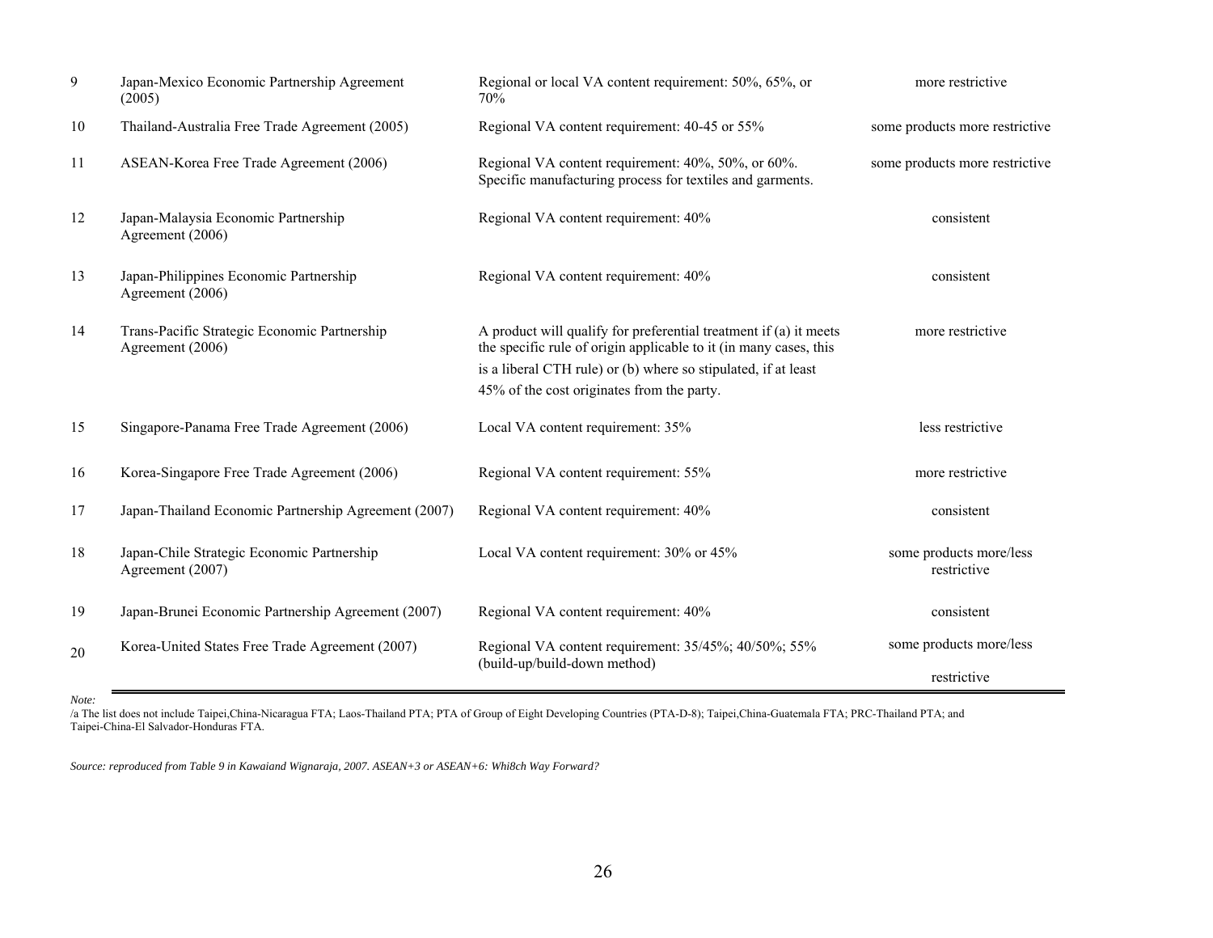| | | | |
|---|---|---|---|
| 9 | Japan-Mexico Economic Partnership Agreement (2005) | Regional or local VA content requirement: 50%, 65%, or 70% | more restrictive |
| 10 | Thailand-Australia Free Trade Agreement (2005) | Regional VA content requirement: 40-45 or 55% | some products more restrictive |
| 11 | ASEAN-Korea Free Trade Agreement (2006) | Regional VA content requirement: 40%, 50%, or 60%. Specific manufacturing process for textiles and garments. | some products more restrictive |
| 12 | Japan-Malaysia Economic Partnership Agreement (2006) | Regional VA content requirement: 40% | consistent |
| 13 | Japan-Philippines Economic Partnership Agreement (2006) | Regional VA content requirement: 40% | consistent |
| 14 | Trans-Pacific Strategic Economic Partnership Agreement (2006) | A product will qualify for preferential treatment if (a) it meets the specific rule of origin applicable to it (in many cases, this is a liberal CTH rule) or (b) where so stipulated, if at least 45% of the cost originates from the party. | more restrictive |
| 15 | Singapore-Panama Free Trade Agreement (2006) | Local VA content requirement: 35% | less restrictive |
| 16 | Korea-Singapore Free Trade Agreement (2006) | Regional VA content requirement: 55% | more restrictive |
| 17 | Japan-Thailand Economic Partnership Agreement (2007) | Regional VA content requirement: 40% | consistent |
| 18 | Japan-Chile Strategic Economic Partnership Agreement (2007) | Local VA content requirement: 30% or 45% | some products more/less restrictive |
| 19 | Japan-Brunei Economic Partnership Agreement (2007) | Regional VA content requirement: 40% | consistent |
| 20 | Korea-United States Free Trade Agreement (2007) | Regional VA content requirement: 35/45%; 40/50%; 55% (build-up/build-down method) | some products more/less restrictive |

*Note:*

/a The list does not include Taipei,China-Nicaragua FTA; Laos-Thailand PTA; PTA of Group of Eight Developing Countries (PTA-D-8); Taipei,China-Guatemala FTA; PRC-Thailand PTA; and Taipei-China-El Salvador-Honduras FTA.

*Source: reproduced from Table 9 in Kawaiand Wignaraja, 2007. ASEAN+3 or ASEAN+6: Whi8ch Way Forward?*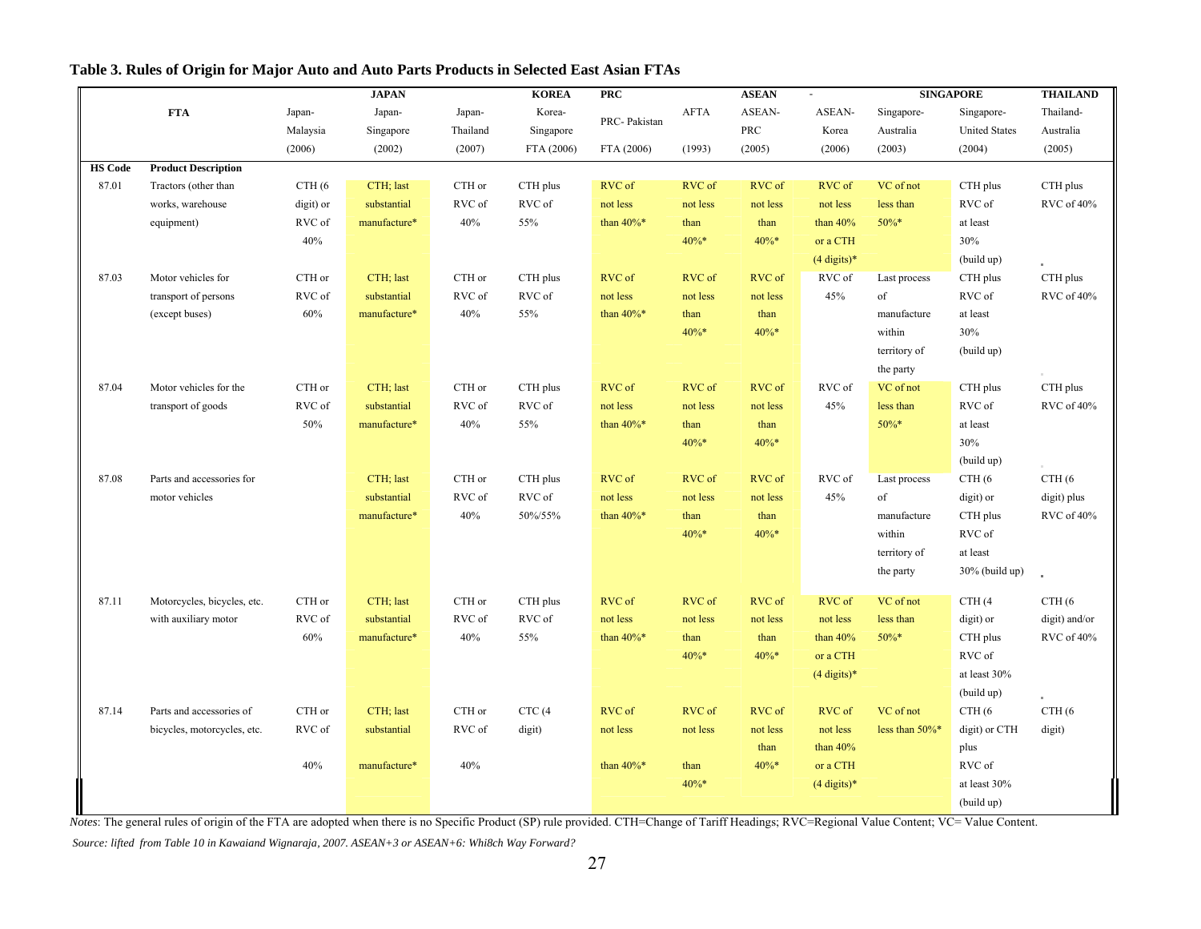# Table 3. Rules of Origin for Major Auto and Auto Parts Products in Selected East Asian FTAs

| | | | JAPAN | | KOREA | PRC | | ASEAN | - | SINGAPORE | | THAILAND |
|---|---|---|---|---|---|---|---|---|---|---|---|---|
| | FTA | Japan-Malaysia (2006) | Japan-Singapore (2002) | Japan-Thailand (2007) | Korea-Singapore FTA (2006) | PRC- Pakistan FTA (2006) | AFTA (1993) | ASEAN-PRC (2005) | ASEAN-Korea (2006) | Singapore-Australia (2003) | Singapore-United States (2004) | Thailand-Australia (2005) |
| **HS Code** | **Product Description** | | | | | | | | | | | |
| 87.01 | Tractors (other than works, warehouse equipment) | CTH (6 digit) or RVC of 40% | CTH; last substantial manufacture* | CTH or RVC of 40% | CTH plus RVC of 55% | RVC of not less than 40%* | RVC of not less than 40%* | RVC of not less than 40%* | RVC of not less than 40% or a CTH (4 digits)* | VC of not less than 50%* | CTH plus RVC of at least 30% (build up) | CTH plus RVC of 40% |
| 87.03 | Motor vehicles for transport of persons (except buses) | CTH or RVC of 60% | CTH; last substantial manufacture* | CTH or RVC of 40% | CTH plus RVC of 55% | RVC of not less than 40%* | RVC of not less than 40%* | RVC of not less than 40%* | RVC of 45% | Last process of manufacture within territory of the party | CTH plus RVC of at least 30% (build up) | CTH plus RVC of 40% |
| 87.04 | Motor vehicles for the transport of goods | CTH or RVC of 50% | CTH; last substantial manufacture* | CTH or RVC of 40% | CTH plus RVC of 55% | RVC of not less than 40%* | RVC of not less than 40%* | RVC of not less than 40%* | RVC of 45% | VC of not less than 50%* | CTH plus RVC of at least 30% (build up) | CTH plus RVC of 40% |
| 87.08 | Parts and accessories for motor vehicles | | CTH; last substantial manufacture* | CTH or RVC of 40% | CTH plus RVC of 50%/55% | RVC of not less than 40%* | RVC of not less than 40%* | RVC of not less than 40%* | RVC of 45% | Last process of manufacture within territory of the party | CTH (6 digit) or CTH plus RVC of at least 30% (build up) | CTH (6 digit) plus RVC of 40% |
| 87.11 | Motorcycles, bicycles, etc. with auxiliary motor | CTH or RVC of 60% | CTH; last substantial manufacture* | CTH or RVC of 40% | CTH plus RVC of 55% | RVC of not less than 40%* | RVC of not less than 40%* | RVC of not less than 40%* | RVC of not less than 40% or a CTH (4 digits)* | VC of not less than 50%* | CTH (4 digit) or CTH plus RVC of at least 30% (build up) | CTH (6 digit) and/or RVC of 40% |
| 87.14 | Parts and accessories of bicycles, motorcycles, etc. | CTH or RVC of 40% | CTH; last substantial manufacture* | CTH or RVC of 40% | CTC (4 digit) | RVC of not less than 40%* | RVC of not less than 40%* | RVC of not less than 40%* | RVC of not less than 40% or a CTH (4 digits)* | VC of not less than 50%* | CTH (6 digit) or CTH plus RVC of at least 30% (build up) | CTH (6 digit) |

*Notes*: The general rules of origin of the FTA are adopted when there is no Specific Product (SP) rule provided. CTH=Change of Tariff Headings; RVC=Regional Value Content; VC= Value Content.

*Source: lifted from Table 10 in Kawaiand Wignaraja, 2007. ASEAN+3 or ASEAN+6: Whi8ch Way Forward?*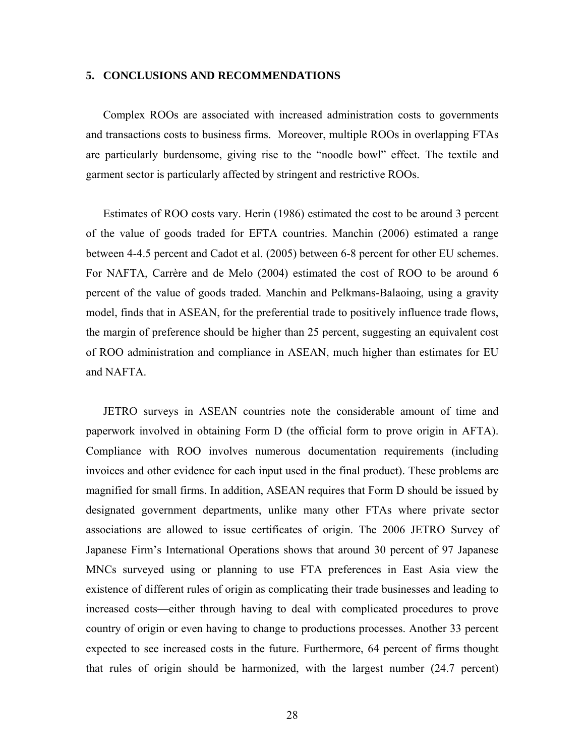## 5. CONCLUSIONS AND RECOMMENDATIONS

Complex ROOs are associated with increased administration costs to governments and transactions costs to business firms. Moreover, multiple ROOs in overlapping FTAs are particularly burdensome, giving rise to the "noodle bowl" effect. The textile and garment sector is particularly affected by stringent and restrictive ROOs.

Estimates of ROO costs vary. Herin (1986) estimated the cost to be around 3 percent of the value of goods traded for EFTA countries. Manchin (2006) estimated a range between 4-4.5 percent and Cadot et al. (2005) between 6-8 percent for other EU schemes. For NAFTA, Carrère and de Melo (2004) estimated the cost of ROO to be around 6 percent of the value of goods traded. Manchin and Pelkmans-Balaoing, using a gravity model, finds that in ASEAN, for the preferential trade to positively influence trade flows, the margin of preference should be higher than 25 percent, suggesting an equivalent cost of ROO administration and compliance in ASEAN, much higher than estimates for EU and NAFTA.

JETRO surveys in ASEAN countries note the considerable amount of time and paperwork involved in obtaining Form D (the official form to prove origin in AFTA). Compliance with ROO involves numerous documentation requirements (including invoices and other evidence for each input used in the final product). These problems are magnified for small firms. In addition, ASEAN requires that Form D should be issued by designated government departments, unlike many other FTAs where private sector associations are allowed to issue certificates of origin. The 2006 JETRO Survey of Japanese Firm's International Operations shows that around 30 percent of 97 Japanese MNCs surveyed using or planning to use FTA preferences in East Asia view the existence of different rules of origin as complicating their trade businesses and leading to increased costs—either through having to deal with complicated procedures to prove country of origin or even having to change to productions processes. Another 33 percent expected to see increased costs in the future. Furthermore, 64 percent of firms thought that rules of origin should be harmonized, with the largest number (24.7 percent)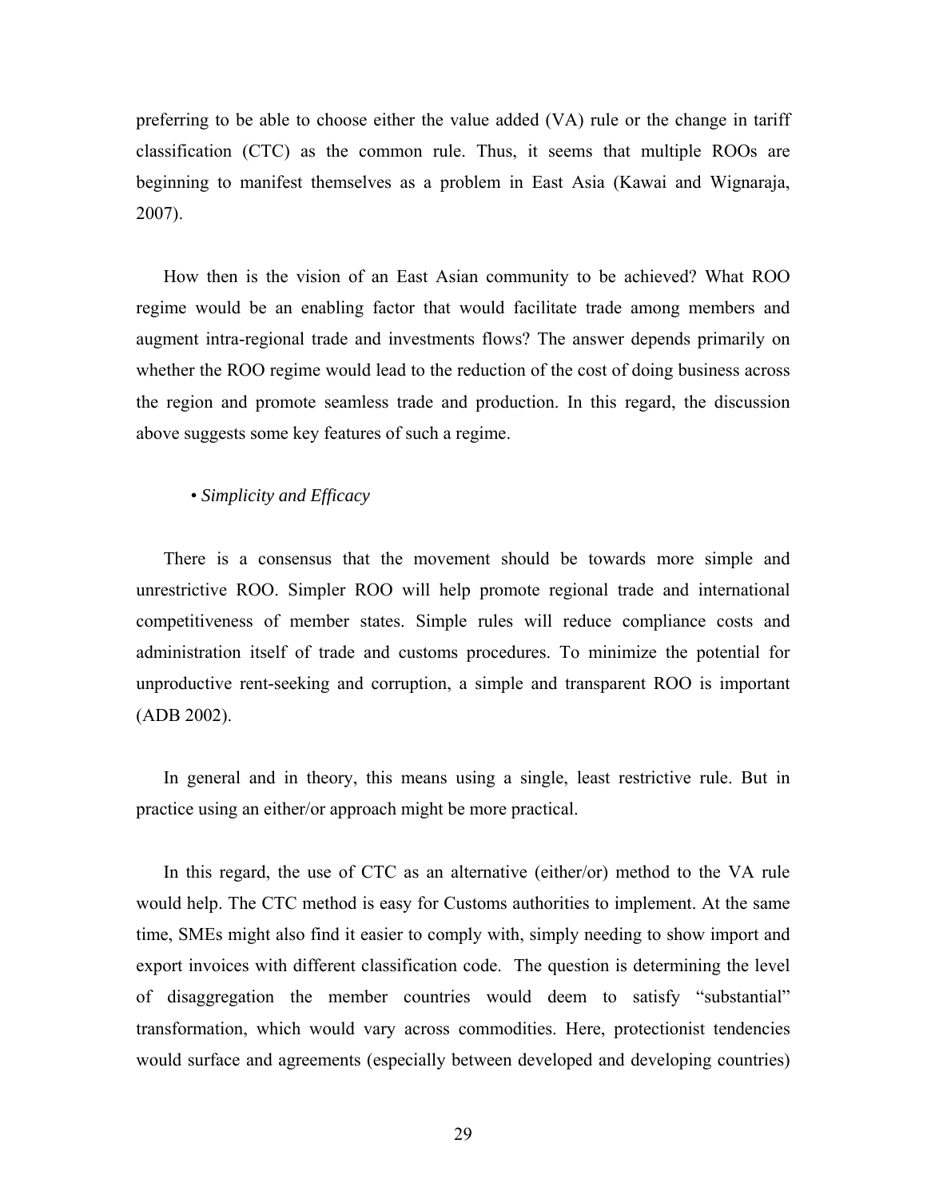preferring to be able to choose either the value added (VA) rule or the change in tariff classification (CTC) as the common rule. Thus, it seems that multiple ROOs are beginning to manifest themselves as a problem in East Asia (Kawai and Wignaraja, 2007).

How then is the vision of an East Asian community to be achieved? What ROO regime would be an enabling factor that would facilitate trade among members and augment intra-regional trade and investments flows? The answer depends primarily on whether the ROO regime would lead to the reduction of the cost of doing business across the region and promote seamless trade and production. In this regard, the discussion above suggests some key features of such a regime.

• *Simplicity and Efficacy*

There is a consensus that the movement should be towards more simple and unrestrictive ROO. Simpler ROO will help promote regional trade and international competitiveness of member states. Simple rules will reduce compliance costs and administration itself of trade and customs procedures. To minimize the potential for unproductive rent-seeking and corruption, a simple and transparent ROO is important (ADB 2002).

In general and in theory, this means using a single, least restrictive rule. But in practice using an either/or approach might be more practical.

In this regard, the use of CTC as an alternative (either/or) method to the VA rule would help. The CTC method is easy for Customs authorities to implement. At the same time, SMEs might also find it easier to comply with, simply needing to show import and export invoices with different classification code. The question is determining the level of disaggregation the member countries would deem to satisfy "substantial" transformation, which would vary across commodities. Here, protectionist tendencies would surface and agreements (especially between developed and developing countries)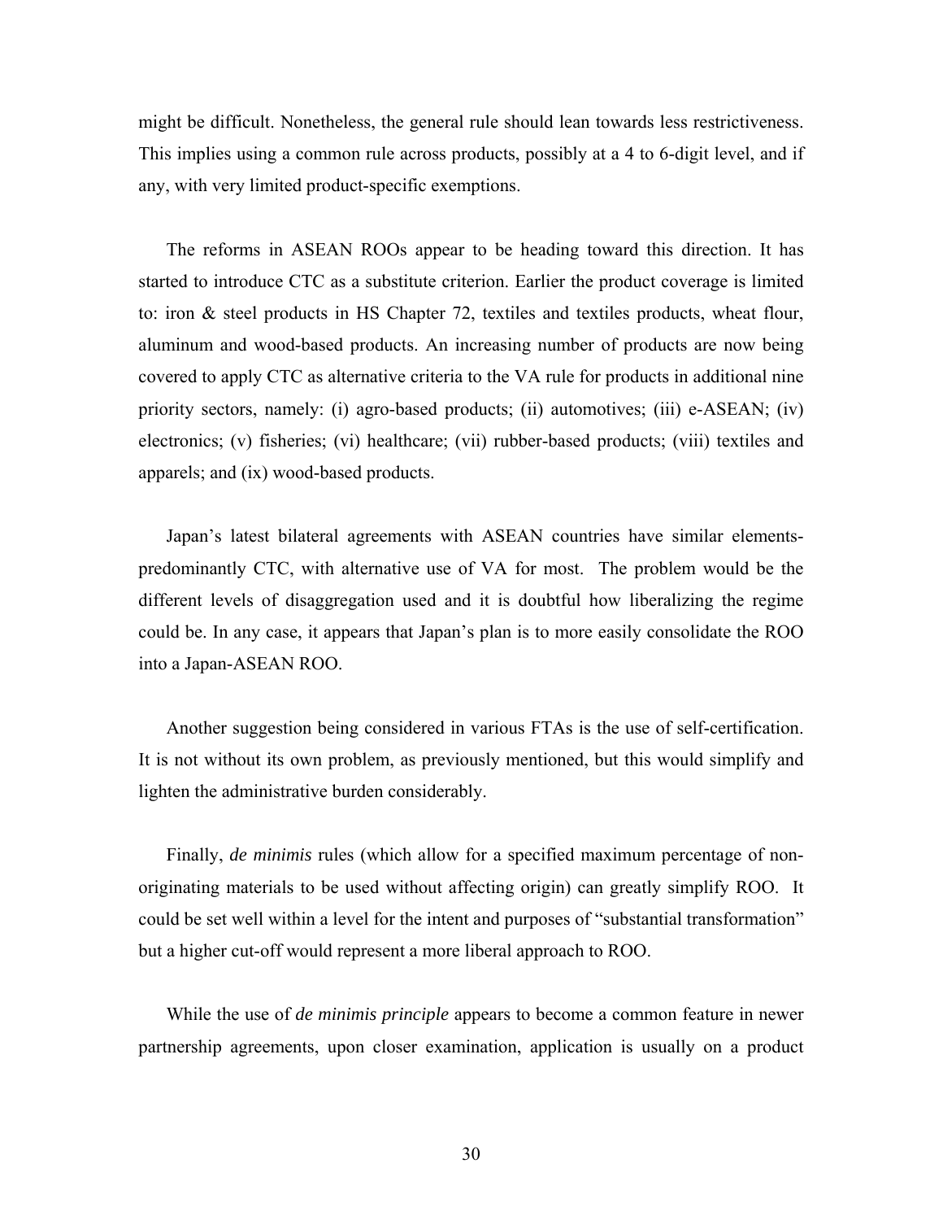might be difficult. Nonetheless, the general rule should lean towards less restrictiveness. This implies using a common rule across products, possibly at a 4 to 6-digit level, and if any, with very limited product-specific exemptions.

The reforms in ASEAN ROOs appear to be heading toward this direction. It has started to introduce CTC as a substitute criterion. Earlier the product coverage is limited to: iron & steel products in HS Chapter 72, textiles and textiles products, wheat flour, aluminum and wood-based products. An increasing number of products are now being covered to apply CTC as alternative criteria to the VA rule for products in additional nine priority sectors, namely: (i) agro-based products; (ii) automotives; (iii) e-ASEAN; (iv) electronics; (v) fisheries; (vi) healthcare; (vii) rubber-based products; (viii) textiles and apparels; and (ix) wood-based products.

Japan's latest bilateral agreements with ASEAN countries have similar elements- predominantly CTC, with alternative use of VA for most. The problem would be the different levels of disaggregation used and it is doubtful how liberalizing the regime could be. In any case, it appears that Japan's plan is to more easily consolidate the ROO into a Japan-ASEAN ROO.

Another suggestion being considered in various FTAs is the use of self-certification. It is not without its own problem, as previously mentioned, but this would simplify and lighten the administrative burden considerably.

Finally, *de minimis* rules (which allow for a specified maximum percentage of non-originating materials to be used without affecting origin) can greatly simplify ROO. It could be set well within a level for the intent and purposes of "substantial transformation" but a higher cut-off would represent a more liberal approach to ROO.

While the use of *de minimis principle* appears to become a common feature in newer partnership agreements, upon closer examination, application is usually on a product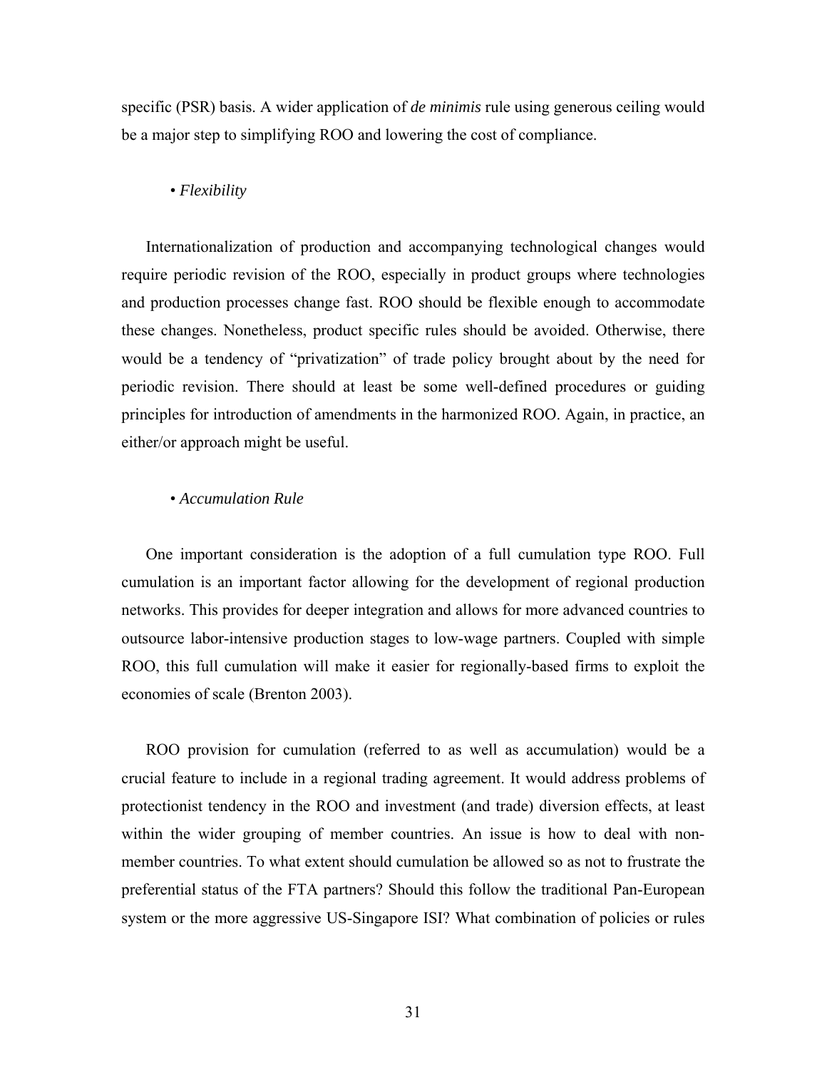specific (PSR) basis. A wider application of *de minimis* rule using generous ceiling would be a major step to simplifying ROO and lowering the cost of compliance.

• *Flexibility*

Internationalization of production and accompanying technological changes would require periodic revision of the ROO, especially in product groups where technologies and production processes change fast. ROO should be flexible enough to accommodate these changes. Nonetheless, product specific rules should be avoided. Otherwise, there would be a tendency of "privatization" of trade policy brought about by the need for periodic revision. There should at least be some well-defined procedures or guiding principles for introduction of amendments in the harmonized ROO. Again, in practice, an either/or approach might be useful.

• *Accumulation Rule*

One important consideration is the adoption of a full cumulation type ROO. Full cumulation is an important factor allowing for the development of regional production networks. This provides for deeper integration and allows for more advanced countries to outsource labor-intensive production stages to low-wage partners. Coupled with simple ROO, this full cumulation will make it easier for regionally-based firms to exploit the economies of scale (Brenton 2003).

ROO provision for cumulation (referred to as well as accumulation) would be a crucial feature to include in a regional trading agreement. It would address problems of protectionist tendency in the ROO and investment (and trade) diversion effects, at least within the wider grouping of member countries. An issue is how to deal with non-member countries. To what extent should cumulation be allowed so as not to frustrate the preferential status of the FTA partners? Should this follow the traditional Pan-European system or the more aggressive US-Singapore ISI? What combination of policies or rules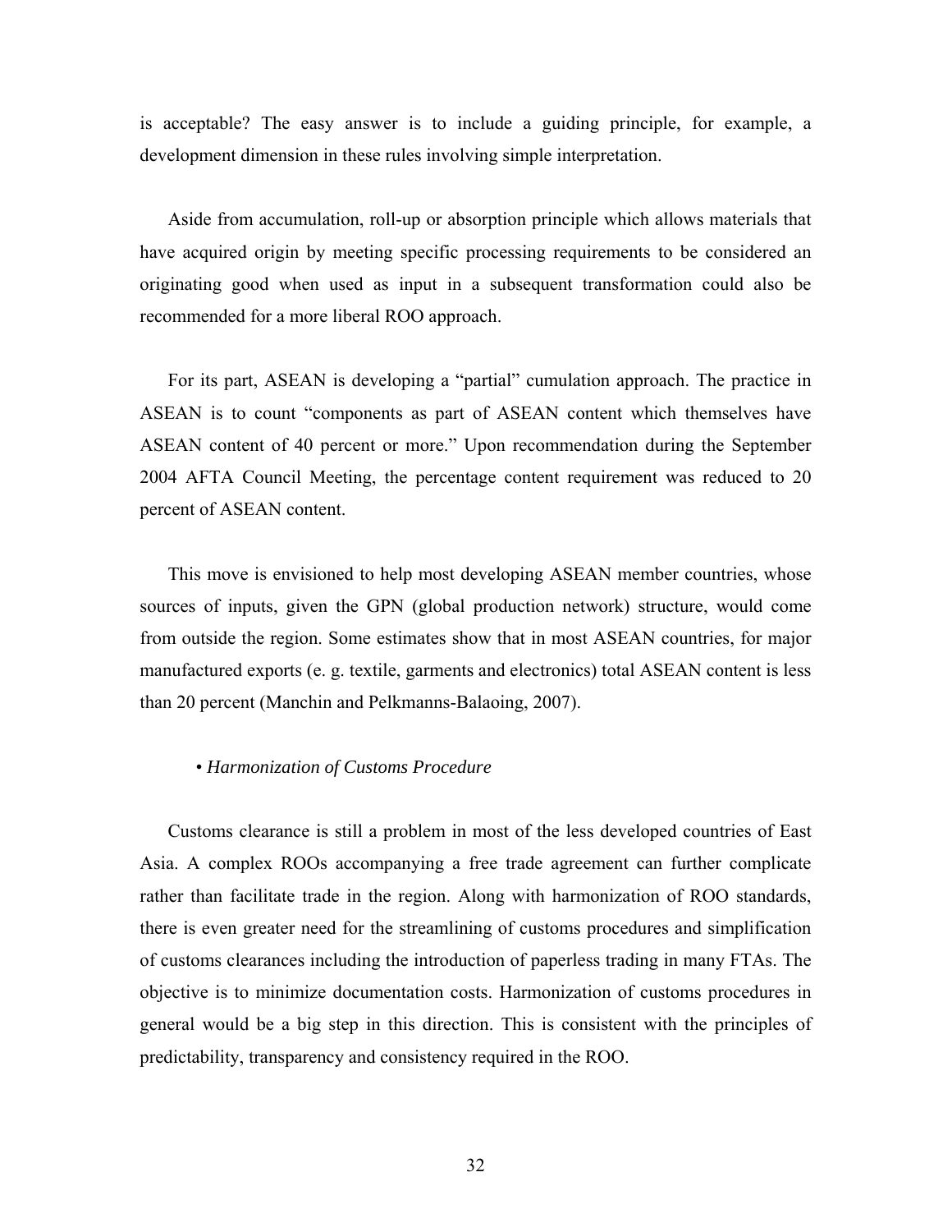is acceptable? The easy answer is to include a guiding principle, for example, a development dimension in these rules involving simple interpretation.

Aside from accumulation, roll-up or absorption principle which allows materials that have acquired origin by meeting specific processing requirements to be considered an originating good when used as input in a subsequent transformation could also be recommended for a more liberal ROO approach.

For its part, ASEAN is developing a "partial" cumulation approach. The practice in ASEAN is to count "components as part of ASEAN content which themselves have ASEAN content of 40 percent or more." Upon recommendation during the September 2004 AFTA Council Meeting, the percentage content requirement was reduced to 20 percent of ASEAN content.

This move is envisioned to help most developing ASEAN member countries, whose sources of inputs, given the GPN (global production network) structure, would come from outside the region. Some estimates show that in most ASEAN countries, for major manufactured exports (e. g. textile, garments and electronics) total ASEAN content is less than 20 percent (Manchin and Pelkmanns-Balaoing, 2007).

• *Harmonization of Customs Procedure*

Customs clearance is still a problem in most of the less developed countries of East Asia. A complex ROOs accompanying a free trade agreement can further complicate rather than facilitate trade in the region. Along with harmonization of ROO standards, there is even greater need for the streamlining of customs procedures and simplification of customs clearances including the introduction of paperless trading in many FTAs. The objective is to minimize documentation costs. Harmonization of customs procedures in general would be a big step in this direction. This is consistent with the principles of predictability, transparency and consistency required in the ROO.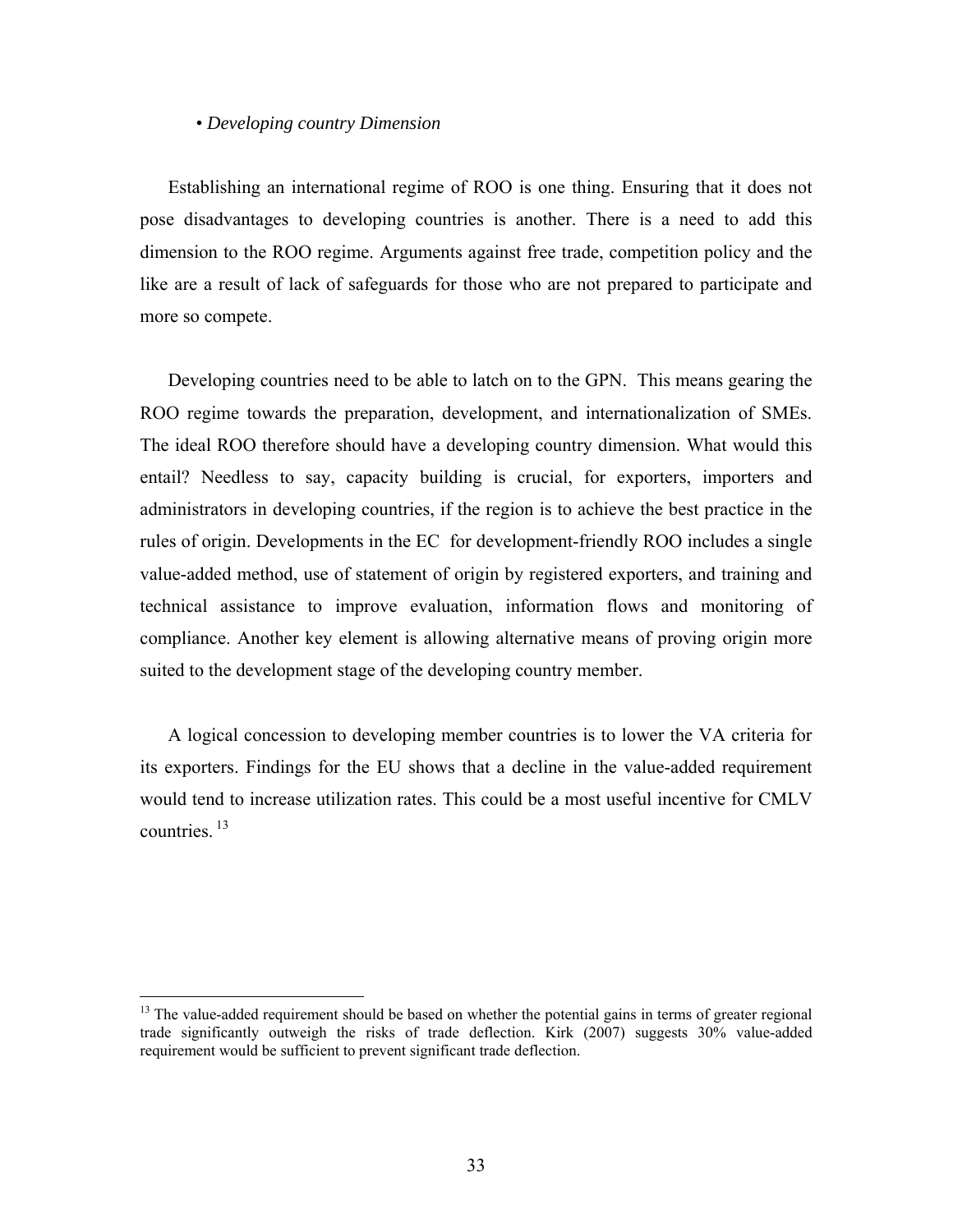• *Developing country Dimension*

Establishing an international regime of ROO is one thing. Ensuring that it does not pose disadvantages to developing countries is another. There is a need to add this dimension to the ROO regime. Arguments against free trade, competition policy and the like are a result of lack of safeguards for those who are not prepared to participate and more so compete.

Developing countries need to be able to latch on to the GPN. This means gearing the ROO regime towards the preparation, development, and internationalization of SMEs. The ideal ROO therefore should have a developing country dimension. What would this entail? Needless to say, capacity building is crucial, for exporters, importers and administrators in developing countries, if the region is to achieve the best practice in the rules of origin. Developments in the EC for development-friendly ROO includes a single value-added method, use of statement of origin by registered exporters, and training and technical assistance to improve evaluation, information flows and monitoring of compliance. Another key element is allowing alternative means of proving origin more suited to the development stage of the developing country member.

A logical concession to developing member countries is to lower the VA criteria for its exporters. Findings for the EU shows that a decline in the value-added requirement would tend to increase utilization rates. This could be a most useful incentive for CMLV countries.[13]

---

[13] The value-added requirement should be based on whether the potential gains in terms of greater regional trade significantly outweigh the risks of trade deflection. Kirk (2007) suggests 30% value-added requirement would be sufficient to prevent significant trade deflection.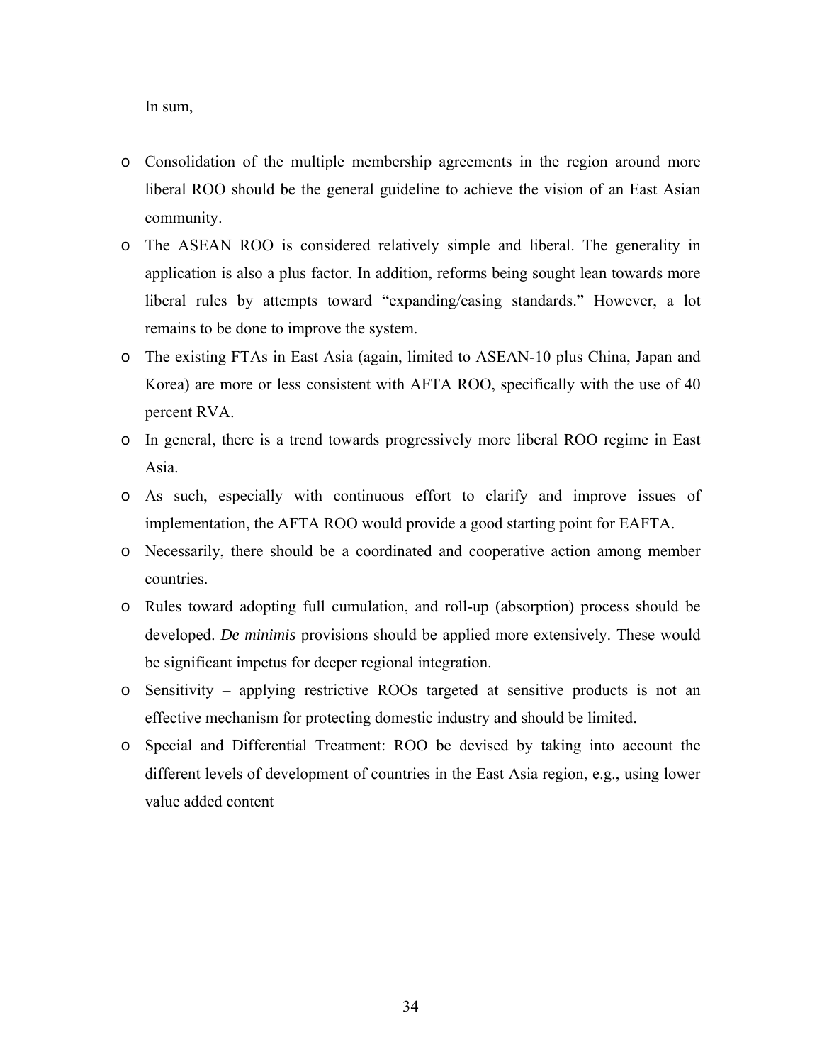In sum,

- Consolidation of the multiple membership agreements in the region around more liberal ROO should be the general guideline to achieve the vision of an East Asian community.
- The ASEAN ROO is considered relatively simple and liberal. The generality in application is also a plus factor. In addition, reforms being sought lean towards more liberal rules by attempts toward "expanding/easing standards." However, a lot remains to be done to improve the system.
- The existing FTAs in East Asia (again, limited to ASEAN-10 plus China, Japan and Korea) are more or less consistent with AFTA ROO, specifically with the use of 40 percent RVA.
- In general, there is a trend towards progressively more liberal ROO regime in East Asia.
- As such, especially with continuous effort to clarify and improve issues of implementation, the AFTA ROO would provide a good starting point for EAFTA.
- Necessarily, there should be a coordinated and cooperative action among member countries.
- Rules toward adopting full cumulation, and roll-up (absorption) process should be developed. *De minimis* provisions should be applied more extensively. These would be significant impetus for deeper regional integration.
- Sensitivity – applying restrictive ROOs targeted at sensitive products is not an effective mechanism for protecting domestic industry and should be limited.
- Special and Differential Treatment: ROO be devised by taking into account the different levels of development of countries in the East Asia region, e.g., using lower value added content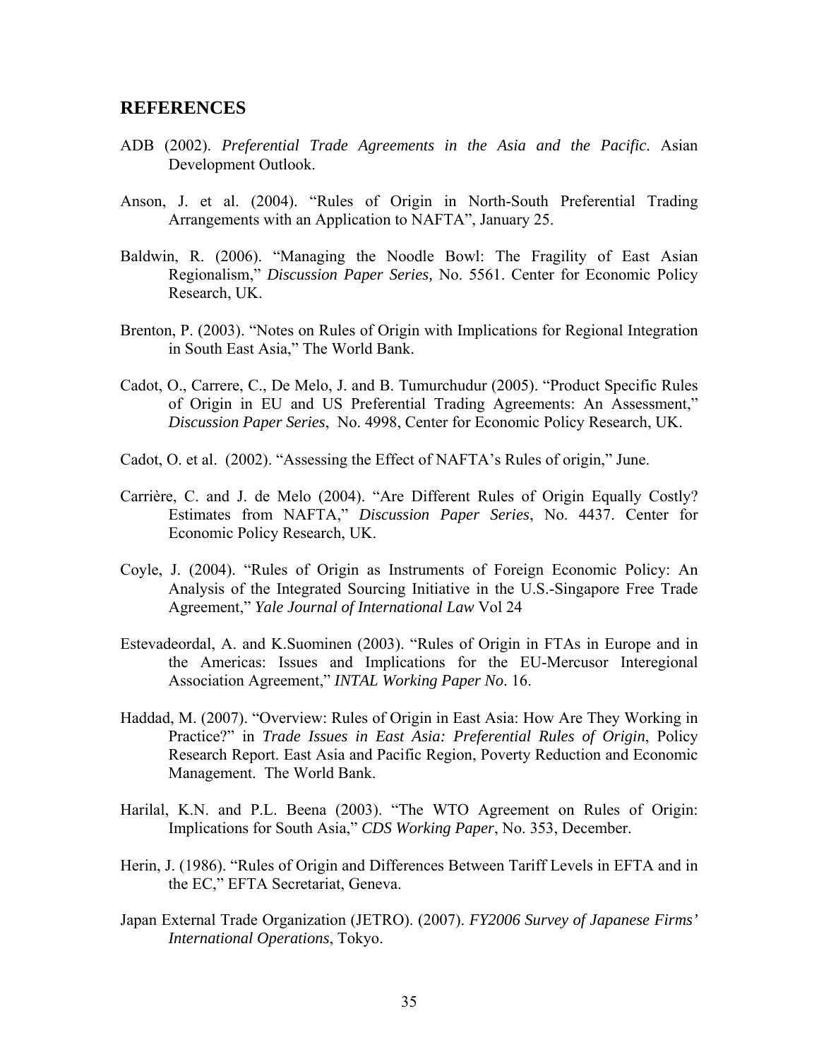## REFERENCES

ADB (2002). *Preferential Trade Agreements in the Asia and the Pacific*. Asian Development Outlook.

Anson, J. et al. (2004). "Rules of Origin in North-South Preferential Trading Arrangements with an Application to NAFTA", January 25.

Baldwin, R. (2006). "Managing the Noodle Bowl: The Fragility of East Asian Regionalism," *Discussion Paper Series,* No. 5561. Center for Economic Policy Research, UK.

Brenton, P. (2003). "Notes on Rules of Origin with Implications for Regional Integration in South East Asia," The World Bank.

Cadot, O., Carrere, C., De Melo, J. and B. Tumurchudur (2005). "Product Specific Rules of Origin in EU and US Preferential Trading Agreements: An Assessment," *Discussion Paper Series*, No. 4998, Center for Economic Policy Research, UK.

Cadot, O. et al. (2002). "Assessing the Effect of NAFTA's Rules of origin," June.

Carrière, C. and J. de Melo (2004). "Are Different Rules of Origin Equally Costly? Estimates from NAFTA," *Discussion Paper Series*, No. 4437. Center for Economic Policy Research, UK.

Coyle, J. (2004). "Rules of Origin as Instruments of Foreign Economic Policy: An Analysis of the Integrated Sourcing Initiative in the U.S.-Singapore Free Trade Agreement," *Yale Journal of International Law* Vol 24

Estevadeordal, A. and K.Suominen (2003). "Rules of Origin in FTAs in Europe and in the Americas: Issues and Implications for the EU-Mercusor Interegional Association Agreement," *INTAL Working Paper No*. 16.

Haddad, M. (2007). "Overview: Rules of Origin in East Asia: How Are They Working in Practice?" in *Trade Issues in East Asia: Preferential Rules of Origin*, Policy Research Report. East Asia and Pacific Region, Poverty Reduction and Economic Management. The World Bank.

Harilal, K.N. and P.L. Beena (2003). "The WTO Agreement on Rules of Origin: Implications for South Asia," *CDS Working Paper*, No. 353, December.

Herin, J. (1986). "Rules of Origin and Differences Between Tariff Levels in EFTA and in the EC," EFTA Secretariat, Geneva.

Japan External Trade Organization (JETRO). (2007). *FY2006 Survey of Japanese Firms' International Operations*, Tokyo.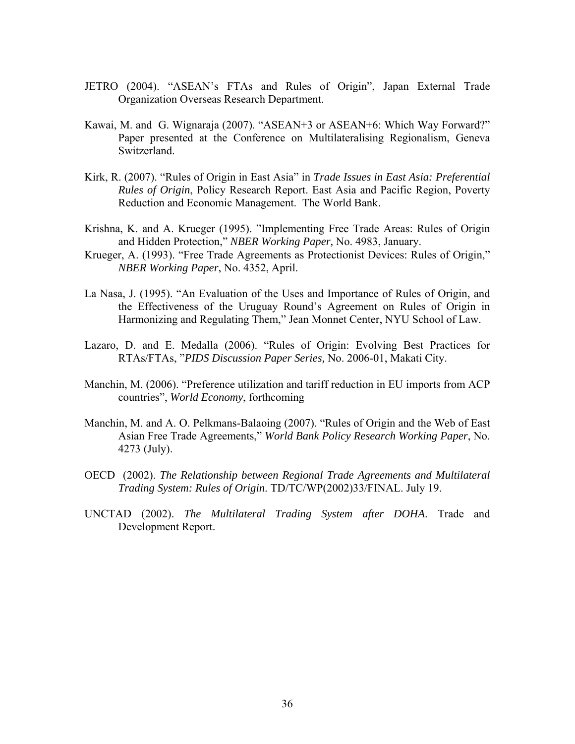JETRO (2004). "ASEAN's FTAs and Rules of Origin", Japan External Trade Organization Overseas Research Department.

Kawai, M. and G. Wignaraja (2007). "ASEAN+3 or ASEAN+6: Which Way Forward?" Paper presented at the Conference on Multilateralising Regionalism, Geneva Switzerland.

Kirk, R. (2007). "Rules of Origin in East Asia" in *Trade Issues in East Asia: Preferential Rules of Origin*, Policy Research Report. East Asia and Pacific Region, Poverty Reduction and Economic Management. The World Bank.

Krishna, K. and A. Krueger (1995). "Implementing Free Trade Areas: Rules of Origin and Hidden Protection," *NBER Working Paper,* No. 4983, January.

Krueger, A. (1993). "Free Trade Agreements as Protectionist Devices: Rules of Origin," *NBER Working Paper*, No. 4352, April.

La Nasa, J. (1995). "An Evaluation of the Uses and Importance of Rules of Origin, and the Effectiveness of the Uruguay Round's Agreement on Rules of Origin in Harmonizing and Regulating Them," Jean Monnet Center, NYU School of Law.

Lazaro, D. and E. Medalla (2006). "Rules of Origin: Evolving Best Practices for RTAs/FTAs, "*PIDS Discussion Paper Series,* No. 2006-01, Makati City.

Manchin, M. (2006). "Preference utilization and tariff reduction in EU imports from ACP countries", *World Economy*, forthcoming

Manchin, M. and A. O. Pelkmans-Balaoing (2007). "Rules of Origin and the Web of East Asian Free Trade Agreements," *World Bank Policy Research Working Paper*, No. 4273 (July).

OECD (2002). *The Relationship between Regional Trade Agreements and Multilateral Trading System: Rules of Origin*. TD/TC/WP(2002)33/FINAL. July 19.

UNCTAD (2002). *The Multilateral Trading System after DOHA.* Trade and Development Report.